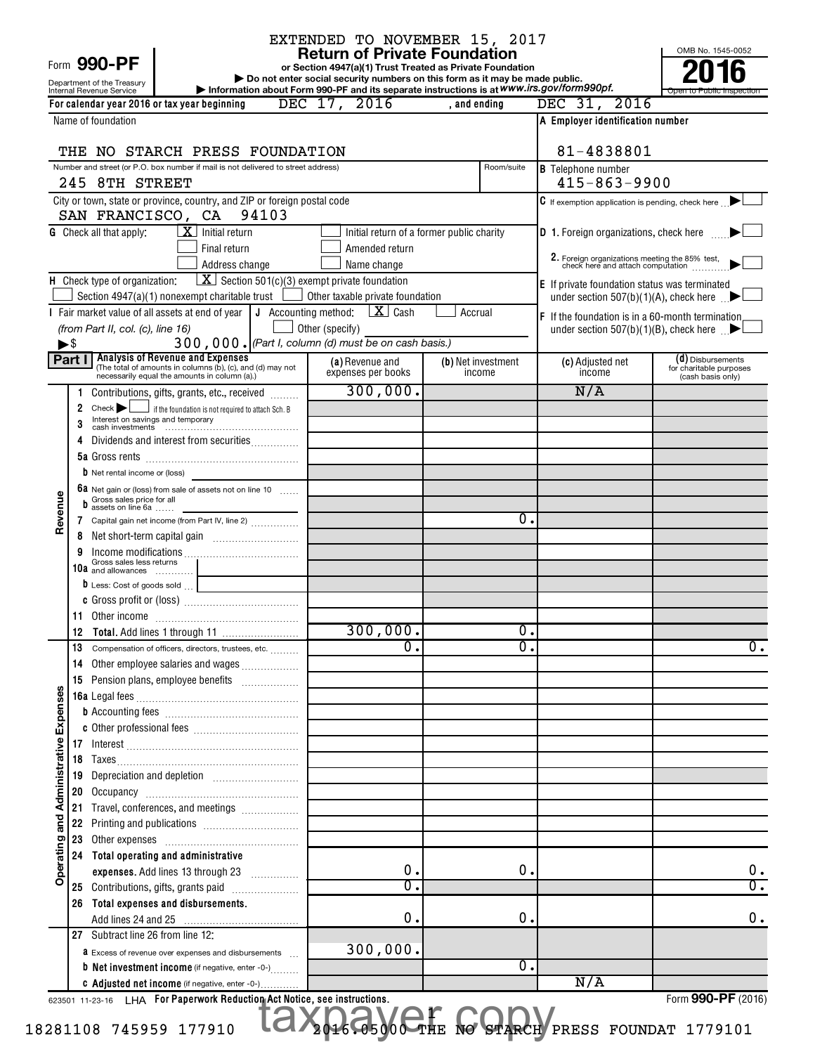EXTENDED TO NOVEMBER 15, 2017

# Form 990-PF Return of Private Foundation

or Section 4947(a)(1) Trust Treated as Private Foundation

▶ Do not enter social security numbers on this form as it may be made public.

▶ Information about Form 990-PF and its separate instructions is at www.irs.gov/form990pf.

Department of the Treasury Internal Revenue Service

OMB No. 1545-0052

**2016**

Open to Public Inspection

For calendar year 2016 or tax year beginning DEC 17, 2016 , and ending DEC 31, 2016

Name of foundation: THE NO STARCH PRESS FOUNDATION

A Employer identification number: 81-4838801

Number and street (or P.O. box number if mail is not delivered to street address): 245 8TH STREET | Room/suite:

B Telephone number: 415-863-9900

City or town, state or province, country, and ZIP or foreign postal code: SAN FRANCISCO, CA 94103

C If exemption application is pending, check here ▶ ☐

G Check all that apply: [X] Initial return ☐ Initial return of a former public charity ☐ Final return ☐ Amended return ☐ Address change ☐ Name change

D 1. Foreign organizations, check here ▶ ☐

2. Foreign organizations meeting the 85% test, check here and attach computation ▶ ☐

H Check type of organization: [X] Section 501(c)(3) exempt private foundation ☐ Section 4947(a)(1) nonexempt charitable trust ☐ Other taxable private foundation

E If private foundation status was terminated under section 507(b)(1)(A), check here ▶ ☐

I Fair market value of all assets at end of year (from Part II, col. (c), line 16) ▶$ 300,000.

J Accounting method: [X] Cash ☐ Accrual ☐ Other (specify) (Part I, column (d) must be on cash basis.)

F If the foundation is in a 60-month termination under section 507(b)(1)(B), check here ▶ ☐

## Part I Analysis of Revenue and Expenses

(The total of amounts in columns (b), (c), and (d) may not necessarily equal the amounts in column (a).)

| | | (a) Revenue and expenses per books | (b) Net investment income | (c) Adjusted net income | (d) Disbursements for charitable purposes (cash basis only) |
|---|---|---|---|---|---|
| Revenue | 1 Contributions, gifts, grants, etc., received | 300,000. | | N/A | |
| | 2 Check ▶ ☐ if the foundation is not required to attach Sch. B | | | | |
| | 3 Interest on savings and temporary cash investments | | | | |
| | 4 Dividends and interest from securities | | | | |
| | 5a Gross rents | | | | |
| | b Net rental income or (loss) | | | | |
| | 6a Net gain or (loss) from sale of assets not on line 10 | | | | |
| | b Gross sales price for all assets on line 6a | | | | |
| | 7 Capital gain net income (from Part IV, line 2) | | 0. | | |
| | 8 Net short-term capital gain | | | | |
| | 9 Income modifications | | | | |
| | 10a Gross sales less returns and allowances | | | | |
| | b Less: Cost of goods sold | | | | |
| | c Gross profit or (loss) | | | | |
| | 11 Other income | | | | |
| | 12 Total. Add lines 1 through 11 | 300,000. | 0. | | |
| Operating and Administrative Expenses | 13 Compensation of officers, directors, trustees, etc. | 0. | 0. | | 0. |
| | 14 Other employee salaries and wages | | | | |
| | 15 Pension plans, employee benefits | | | | |
| | 16a Legal fees | | | | |
| | b Accounting fees | | | | |
| | c Other professional fees | | | | |
| | 17 Interest | | | | |
| | 18 Taxes | | | | |
| | 19 Depreciation and depletion | | | | |
| | 20 Occupancy | | | | |
| | 21 Travel, conferences, and meetings | | | | |
| | 22 Printing and publications | | | | |
| | 23 Other expenses | | | | |
| | 24 Total operating and administrative expenses. Add lines 13 through 23 | 0. | 0. | | 0. |
| | 25 Contributions, gifts, grants paid | 0. | | | 0. |
| | 26 Total expenses and disbursements. Add lines 24 and 25 | 0. | 0. | | 0. |
| | 27 Subtract line 26 from line 12: | | | | |
| | a Excess of revenue over expenses and disbursements | 300,000. | | | |
| | b Net investment income (if negative, enter -0-) | | 0. | | |
| | c Adjusted net income (if negative, enter -0-) | | | N/A | |

623501 11-23-16 LHA For Paperwork Reduction Act Notice, see instructions. Form 990-PF (2016)

taxpayer copy

18281108 745959 177910 2016.05000 THE NO STARCH PRESS FOUNDAT 1779101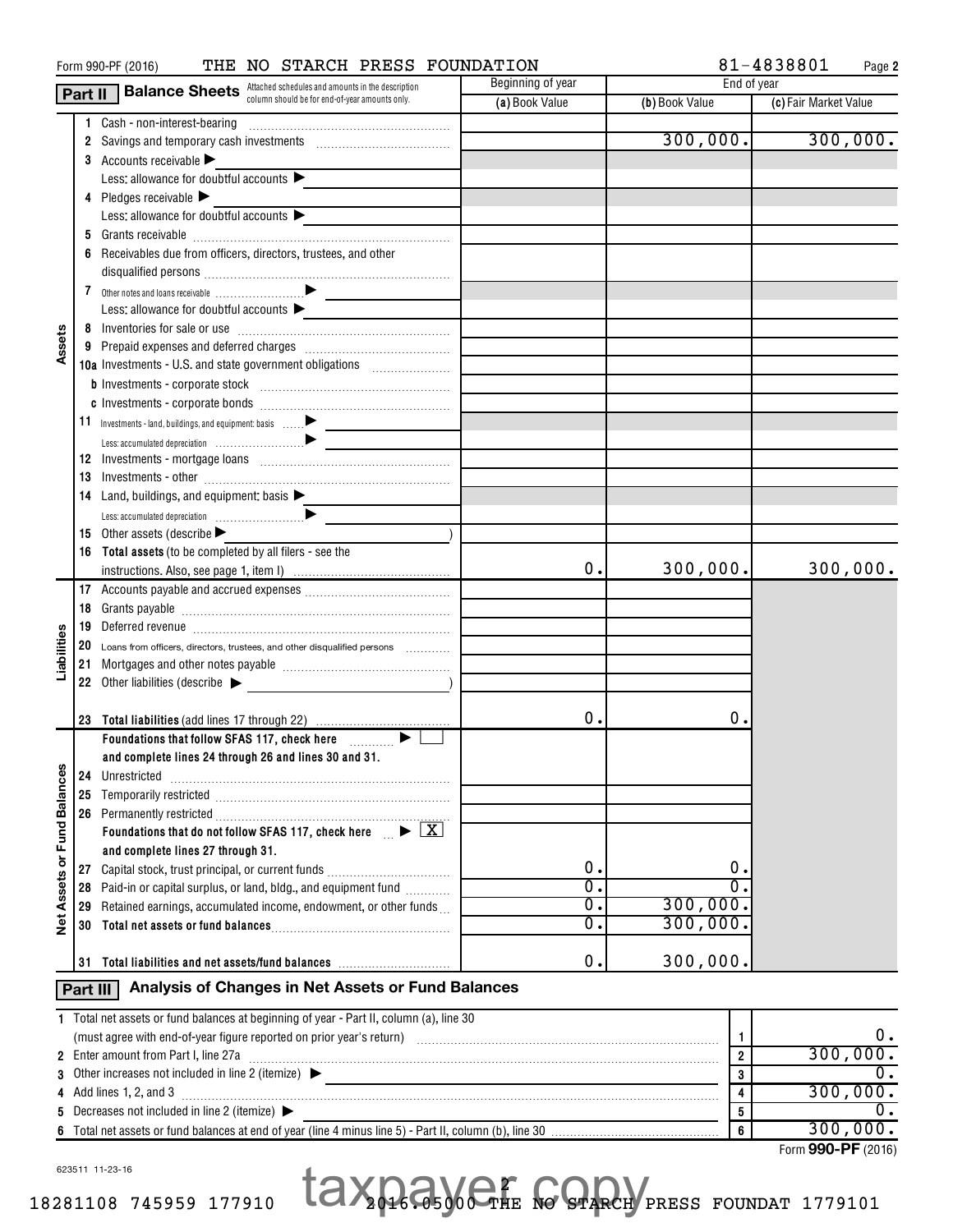Form 990-PF (2016) THE NO STARCH PRESS FOUNDATION 81-4838801

## Part II Balance Sheets

Attached schedules and amounts in the description column should be for end-of-year amounts only.

| | | Beginning of year (a) Book Value | End of year (b) Book Value | End of year (c) Fair Market Value |
|---|---|---|---|---|
| **Assets** | 1 Cash - non-interest-bearing | | | |
| | 2 Savings and temporary cash investments | | 300,000. | 300,000. |
| | 3 Accounts receivable ▶ | | | |
| | Less: allowance for doubtful accounts ▶ | | | |
| | 4 Pledges receivable ▶ | | | |
| | Less: allowance for doubtful accounts ▶ | | | |
| | 5 Grants receivable | | | |
| | 6 Receivables due from officers, directors, trustees, and other disqualified persons | | | |
| | 7 Other notes and loans receivable ▶ | | | |
| | Less: allowance for doubtful accounts ▶ | | | |
| | 8 Inventories for sale or use | | | |
| | 9 Prepaid expenses and deferred charges | | | |
| | 10a Investments - U.S. and state government obligations | | | |
| | b Investments - corporate stock | | | |
| | c Investments - corporate bonds | | | |
| | 11 Investments - land, buildings, and equipment: basis ▶ | | | |
| | Less: accumulated depreciation ▶ | | | |
| | 12 Investments - mortgage loans | | | |
| | 13 Investments - other | | | |
| | 14 Land, buildings, and equipment: basis ▶ | | | |
| | Less: accumulated depreciation ▶ | | | |
| | 15 Other assets (describe ▶ ) | | | |
| | 16 **Total assets** (to be completed by all filers - see the instructions. Also, see page 1, item I) | 0. | 300,000. | 300,000. |
| **Liabilities** | 17 Accounts payable and accrued expenses | | | |
| | 18 Grants payable | | | |
| | 19 Deferred revenue | | | |
| | 20 Loans from officers, directors, trustees, and other disqualified persons | | | |
| | 21 Mortgages and other notes payable | | | |
| | 22 Other liabilities (describe ▶ ) | | | |
| | 23 **Total liabilities** (add lines 17 through 22) | 0. | 0. | |
| **Net Assets or Fund Balances** | **Foundations that follow SFAS 117, check here** ▶ ☐ **and complete lines 24 through 26 and lines 30 and 31.** | | | |
| | 24 Unrestricted | | | |
| | 25 Temporarily restricted | | | |
| | 26 Permanently restricted | | | |
| | **Foundations that do not follow SFAS 117, check here** ▶ ☒ **and complete lines 27 through 31.** | | | |
| | 27 Capital stock, trust principal, or current funds | 0. | 0. | |
| | 28 Paid-in or capital surplus, or land, bldg., and equipment fund | 0. | 0. | |
| | 29 Retained earnings, accumulated income, endowment, or other funds | 0. | 300,000. | |
| | 30 **Total net assets or fund balances** | 0. | 300,000. | |
| | 31 **Total liabilities and net assets/fund balances** | 0. | 300,000. | |

## Part III Analysis of Changes in Net Assets or Fund Balances

| | | Line | Amount |
|---|---|---|---|
| 1 | Total net assets or fund balances at beginning of year - Part II, column (a), line 30 (must agree with end-of-year figure reported on prior year's return) | 1 | 0. |
| 2 | Enter amount from Part I, line 27a | 2 | 300,000. |
| 3 | Other increases not included in line 2 (itemize) ▶ | 3 | 0. |
| 4 | Add lines 1, 2, and 3 | 4 | 300,000. |
| 5 | Decreases not included in line 2 (itemize) ▶ | 5 | 0. |
| 6 | Total net assets or fund balances at end of year (line 4 minus line 5) - Part II, column (b), line 30 | 6 | 300,000. |

Form **990-PF** (2016)

623511 11-23-16

taxpayer copy

18281108 745959 177910 2016.05000 THE NO STARCH PRESS FOUNDAT 1779101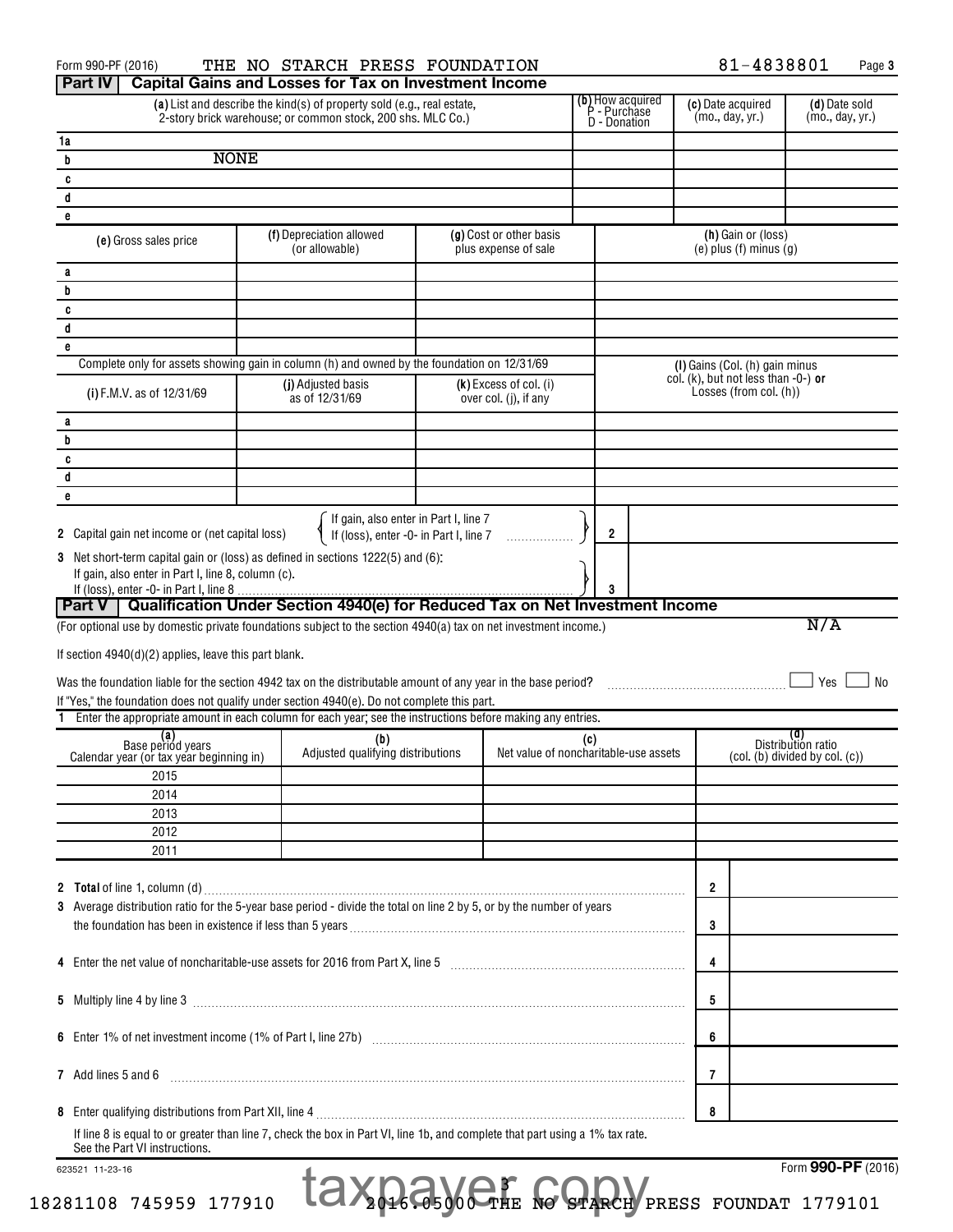Form 990-PF (2016) THE NO STARCH PRESS FOUNDATION 81-4838801 Page 3

## Part IV Capital Gains and Losses for Tax on Investment Income

| | (a) List and describe the kind(s) of property sold (e.g., real estate, 2-story brick warehouse; or common stock, 200 shs. MLC Co.) | (b) How acquired P - Purchase D - Donation | (c) Date acquired (mo., day, yr.) | (d) Date sold (mo., day, yr.) |
|---|---|---|---|---|
| 1a | | | | |
| b | NONE | | | |
| c | | | | |
| d | | | | |
| e | | | | |

| | (e) Gross sales price | (f) Depreciation allowed (or allowable) | (g) Cost or other basis plus expense of sale | (h) Gain or (loss) (e) plus (f) minus (g) |
|---|---|---|---|---|
| a | | | | |
| b | | | | |
| c | | | | |
| d | | | | |
| e | | | | |

Complete only for assets showing gain in column (h) and owned by the foundation on 12/31/69

| | (i) F.M.V. as of 12/31/69 | (j) Adjusted basis as of 12/31/69 | (k) Excess of col. (i) over col. (j), if any | (l) Gains (Col. (h) gain minus col. (k), but not less than -0-) or Losses (from col. (h)) |
|---|---|---|---|---|
| a | | | | |
| b | | | | |
| c | | | | |
| d | | | | |
| e | | | | |

2 Capital gain net income or (net capital loss) { If gain, also enter in Part I, line 7 / If (loss), enter -0- in Part I, line 7 } 2

3 Net short-term capital gain or (loss) as defined in sections 1222(5) and (6):
If gain, also enter in Part I, line 8, column (c).
If (loss), enter -0- in Part I, line 8 3

## Part V Qualification Under Section 4940(e) for Reduced Tax on Net Investment Income

(For optional use by domestic private foundations subject to the section 4940(a) tax on net investment income.) N/A

If section 4940(d)(2) applies, leave this part blank.

Was the foundation liable for the section 4942 tax on the distributable amount of any year in the base period? ☐ Yes ☐ No

If "Yes," the foundation does not qualify under section 4940(e). Do not complete this part.

1 Enter the appropriate amount in each column for each year; see the instructions before making any entries.

| (a) Base period years Calendar year (or tax year beginning in) | (b) Adjusted qualifying distributions | (c) Net value of noncharitable-use assets | (d) Distribution ratio (col. (b) divided by col. (c)) |
|---|---|---|---|
| 2015 | | | |
| 2014 | | | |
| 2013 | | | |
| 2012 | | | |
| 2011 | | | |

| | | |
|---|---|---|
| 2 **Total** of line 1, column (d) | 2 | |
| 3 Average distribution ratio for the 5-year base period - divide the total on line 2 by 5, or by the number of years the foundation has been in existence if less than 5 years | 3 | |
| 4 Enter the net value of noncharitable-use assets for 2016 from Part X, line 5 | 4 | |
| 5 Multiply line 4 by line 3 | 5 | |
| 6 Enter 1% of net investment income (1% of Part I, line 27b) | 6 | |
| 7 Add lines 5 and 6 | 7 | |
| 8 Enter qualifying distributions from Part XII, line 4 | 8 | |

If line 8 is equal to or greater than line 7, check the box in Part VI, line 1b, and complete that part using a 1% tax rate. See the Part VI instructions.

623521 11-23-16 Form **990-PF** (2016)

taxpayer copy

18281108 745959 177910 2016.05000 THE NO STARCH PRESS FOUNDAT 1779101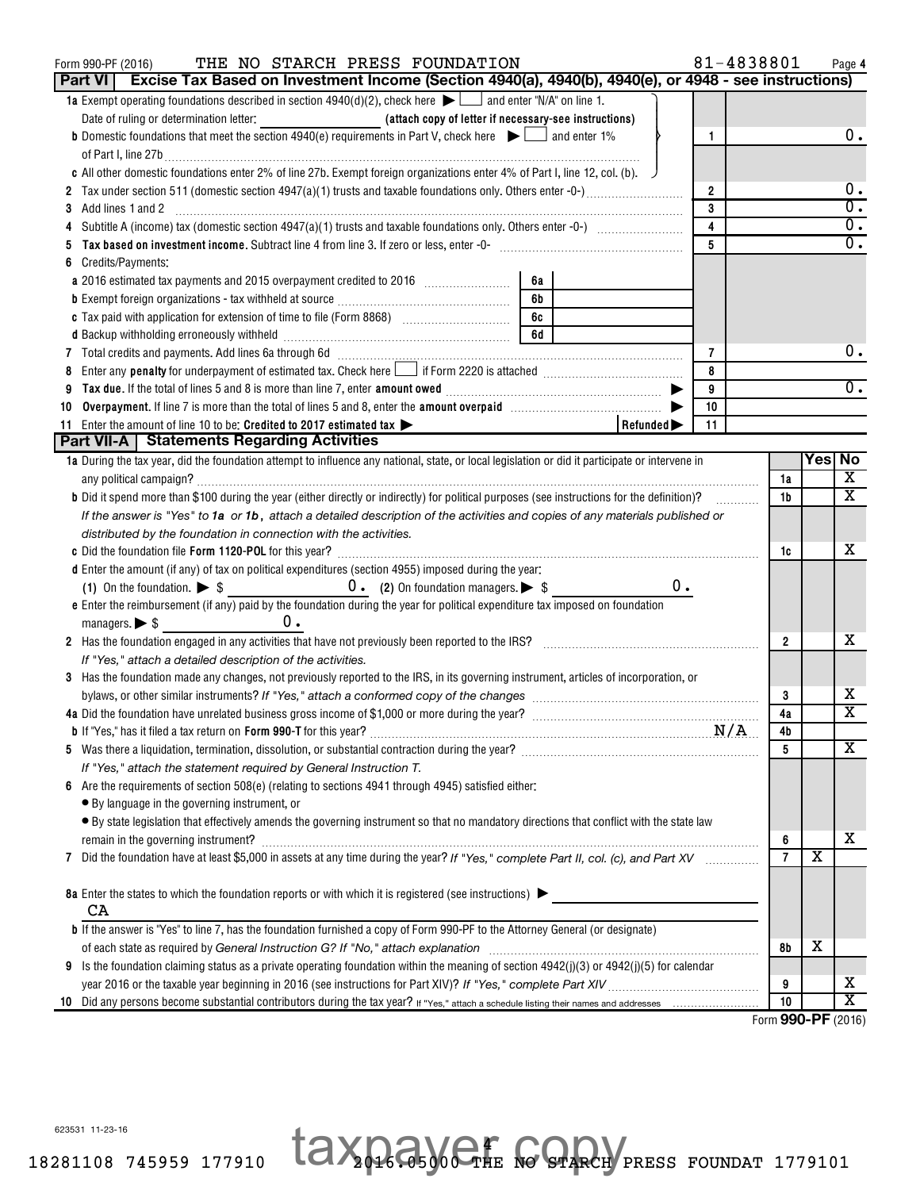Form 990-PF (2016) THE NO STARCH PRESS FOUNDATION 81-4838801

## Part VI Excise Tax Based on Investment Income (Section 4940(a), 4940(b), 4940(e), or 4948 - see instructions)

| | | | |
|---|---|---|---|
| **1a** Exempt operating foundations described in section 4940(d)(2), check here ▶ ☐ and enter "N/A" on line 1. Date of ruling or determination letter: (attach copy of letter if necessary-see instructions) | | | |
| **b** Domestic foundations that meet the section 4940(e) requirements in Part V, check here ▶ ☐ and enter 1% of Part I, line 27b | | 1 | 0. |
| **c** All other domestic foundations enter 2% of line 27b. Exempt foreign organizations enter 4% of Part I, line 12, col. (b). | | | |
| **2** Tax under section 511 (domestic section 4947(a)(1) trusts and taxable foundations only. Others enter -0-) | | 2 | 0. |
| **3** Add lines 1 and 2 | | 3 | 0. |
| **4** Subtitle A (income) tax (domestic section 4947(a)(1) trusts and taxable foundations only. Others enter -0-) | | 4 | 0. |
| **5 Tax based on investment income.** Subtract line 4 from line 3. If zero or less, enter -0- | | 5 | 0. |
| **6** Credits/Payments: | | | |
| **a** 2016 estimated tax payments and 2015 overpayment credited to 2016 | 6a | | |
| **b** Exempt foreign organizations - tax withheld at source | 6b | | |
| **c** Tax paid with application for extension of time to file (Form 8868) | 6c | | |
| **d** Backup withholding erroneously withheld | 6d | | |
| **7** Total credits and payments. Add lines 6a through 6d | | 7 | 0. |
| **8** Enter any **penalty** for underpayment of estimated tax. Check here ☐ if Form 2220 is attached | | 8 | |
| **9 Tax due.** If the total of lines 5 and 8 is more than line 7, enter **amount owed** ▶ | | 9 | 0. |
| **10 Overpayment.** If line 7 is more than the total of lines 5 and 8, enter the **amount overpaid** ▶ | | 10 | |
| **11** Enter the amount of line 10 to be: **Credited to 2017 estimated tax** ▶ | Refunded ▶ | 11 | |

## Part VII-A Statements Regarding Activities

| | | Yes | No |
|---|---|---|---|
| **1a** During the tax year, did the foundation attempt to influence any national, state, or local legislation or did it participate or intervene in any political campaign? | 1a | | X |
| **b** Did it spend more than $100 during the year (either directly or indirectly) for political purposes (see instructions for the definition)? | 1b | | X |
| *If the answer is "Yes" to **1a** or **1b**, attach a detailed description of the activities and copies of any materials published or distributed by the foundation in connection with the activities.* | | | |
| **c** Did the foundation file **Form 1120-POL** for this year? | 1c | | X |
| **d** Enter the amount (if any) of tax on political expenditures (section 4955) imposed during the year: (1) On the foundation. ▶ $ 0. (2) On foundation managers. ▶ $ 0. | | | |
| **e** Enter the reimbursement (if any) paid by the foundation during the year for political expenditure tax imposed on foundation managers. ▶ $ 0. | | | |
| **2** Has the foundation engaged in any activities that have not previously been reported to the IRS? *If "Yes," attach a detailed description of the activities.* | 2 | | X |
| **3** Has the foundation made any changes, not previously reported to the IRS, in its governing instrument, articles of incorporation, or bylaws, or other similar instruments? *If "Yes," attach a conformed copy of the changes* | 3 | | X |
| **4a** Did the foundation have unrelated business gross income of $1,000 or more during the year? | 4a | | X |
| **b** If "Yes," has it filed a tax return on **Form 990-T** for this year? N/A | 4b | | |
| **5** Was there a liquidation, termination, dissolution, or substantial contraction during the year? *If "Yes," attach the statement required by General Instruction T.* | 5 | | X |
| **6** Are the requirements of section 508(e) (relating to sections 4941 through 4945) satisfied either: • By language in the governing instrument, or • By state legislation that effectively amends the governing instrument so that no mandatory directions that conflict with the state law remain in the governing instrument? | 6 | | X |
| **7** Did the foundation have at least $5,000 in assets at any time during the year? *If "Yes," complete Part II, col. (c), and Part XV* | 7 | X | |
| **8a** Enter the states to which the foundation reports or with which it is registered (see instructions) ▶ CA | | | |
| **b** If the answer is "Yes" to line 7, has the foundation furnished a copy of Form 990-PF to the Attorney General (or designate) of each state as required by *General Instruction G? If "No," attach explanation* | 8b | X | |
| **9** Is the foundation claiming status as a private operating foundation within the meaning of section 4942(j)(3) or 4942(j)(5) for calendar year 2016 or the taxable year beginning in 2016 (see instructions for Part XIV)? *If "Yes," complete Part XIV* | 9 | | X |
| **10** Did any persons become substantial contributors during the tax year? *If "Yes," attach a schedule listing their names and addresses* | 10 | | X |

Form **990-PF** (2016)

623531 11-23-16

taxpayer copy

18281108 745959 177910 2016.05000 THE NO STARCH PRESS FOUNDAT 1779101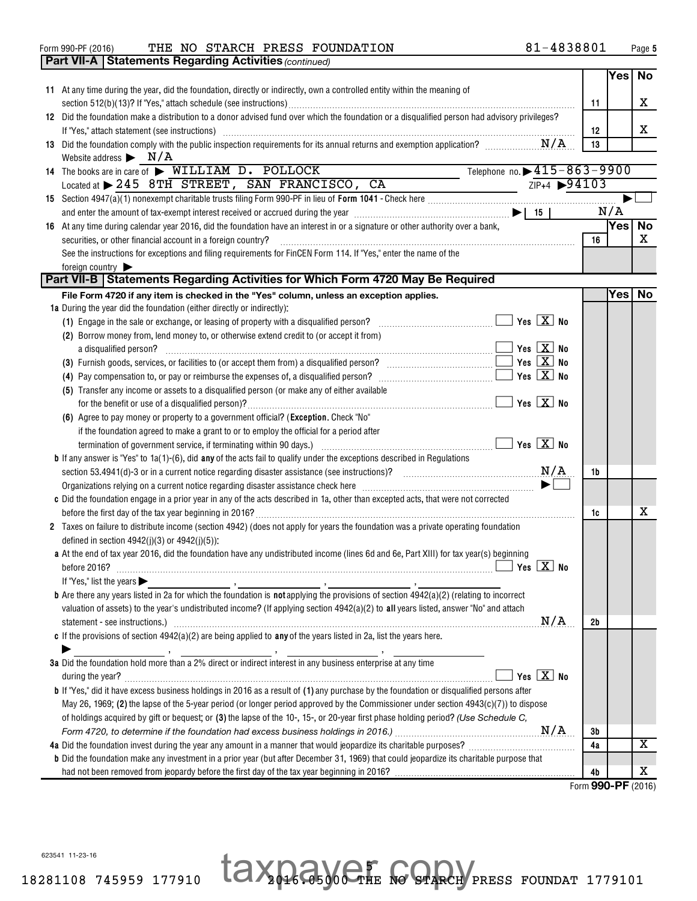Form 990-PF (2016) THE NO STARCH PRESS FOUNDATION 81-4838801

## Part VII-A Statements Regarding Activities *(continued)*

| | | | Yes | No |
|---|---|---|---|---|
| **11** | At any time during the year, did the foundation, directly or indirectly, own a controlled entity within the meaning of section 512(b)(13)? If "Yes," attach schedule (see instructions) | 11 | | X |
| **12** | Did the foundation make a distribution to a donor advised fund over which the foundation or a disqualified person had advisory privileges? If "Yes," attach statement (see instructions) | 12 | | X |
| **13** | Did the foundation comply with the public inspection requirements for its annual returns and exemption application? N/A | 13 | | |

Website address ▶ N/A

**14** The books are in care of ▶ WILLIAM D. POLLOCK Telephone no. ▶ 415-863-9900

Located at ▶ 245 8TH STREET, SAN FRANCISCO, CA ZIP+4 ▶ 94103

**15** Section 4947(a)(1) nonexempt charitable trusts filing Form 990-PF in lieu of **Form 1041** - Check here ▶ ☐

and enter the amount of tax-exempt interest received or accrued during the year ▶ | 15 | N/A

| | | | Yes | No |
|---|---|---|---|---|
| **16** | At any time during calendar year 2016, did the foundation have an interest in or a signature or other authority over a bank, securities, or other financial account in a foreign country? See the instructions for exceptions and filing requirements for FinCEN Form 114. If "Yes," enter the name of the foreign country ▶ | 16 | | X |

## Part VII-B Statements Regarding Activities for Which Form 4720 May Be Required

**File Form 4720 if any item is checked in the "Yes" column, unless an exception applies.**

| | | | Yes | No |
|---|---|---|---|---|
| **1a** | During the year did the foundation (either directly or indirectly): | | | |
| | **(1)** Engage in the sale or exchange, or leasing of property with a disqualified person? ☐ Yes ☒ No | | | |
| | **(2)** Borrow money from, lend money to, or otherwise extend credit to (or accept it from) a disqualified person? ☐ Yes ☒ No | | | |
| | **(3)** Furnish goods, services, or facilities to (or accept them from) a disqualified person? ☐ Yes ☒ No | | | |
| | **(4)** Pay compensation to, or pay or reimburse the expenses of, a disqualified person? ☐ Yes ☒ No | | | |
| | **(5)** Transfer any income or assets to a disqualified person (or make any of either available for the benefit or use of a disqualified person)? ☐ Yes ☒ No | | | |
| | **(6)** Agree to pay money or property to a government official? (**Exception.** Check "No" if the foundation agreed to make a grant to or to employ the official for a period after termination of government service, if terminating within 90 days.) ☐ Yes ☒ No | | | |
| **b** | If any answer is "Yes" to 1a(1)-(6), did **any** of the acts fail to qualify under the exceptions described in Regulations section 53.4941(d)-3 or in a current notice regarding disaster assistance (see instructions)? N/A | 1b | | |
| | Organizations relying on a current notice regarding disaster assistance check here ▶ ☐ | | | |
| **c** | Did the foundation engage in a prior year in any of the acts described in 1a, other than excepted acts, that were not corrected before the first day of the tax year beginning in 2016? | 1c | | X |
| **2** | Taxes on failure to distribute income (section 4942) (does not apply for years the foundation was a private operating foundation defined in section 4942(j)(3) or 4942(j)(5)): | | | |
| **a** | At the end of tax year 2016, did the foundation have any undistributed income (lines 6d and 6e, Part XIII) for tax year(s) beginning before 2016? ☐ Yes ☒ No<br>If "Yes," list the years ▶ ____ , ____ , ____ , ____ | | | |
| **b** | Are there any years listed in 2a for which the foundation is **not** applying the provisions of section 4942(a)(2) (relating to incorrect valuation of assets) to the year's undistributed income? (If applying section 4942(a)(2) to **all** years listed, answer "No" and attach statement - see instructions.) N/A | 2b | | |
| **c** | If the provisions of section 4942(a)(2) are being applied to **any** of the years listed in 2a, list the years here.<br>▶ ____ , ____ , ____ , ____ | | | |
| **3a** | Did the foundation hold more than a 2% direct or indirect interest in any business enterprise at any time during the year? ☐ Yes ☒ No | | | |
| **b** | If "Yes," did it have excess business holdings in 2016 as a result of **(1)** any purchase by the foundation or disqualified persons after May 26, 1969; **(2)** the lapse of the 5-year period (or longer period approved by the Commissioner under section 4943(c)(7)) to dispose of holdings acquired by gift or bequest; or **(3)** the lapse of the 10-, 15-, or 20-year first phase holding period? *(Use Schedule C, Form 4720, to determine if the foundation had excess business holdings in 2016.)* N/A | 3b | | |
| **4a** | Did the foundation invest during the year any amount in a manner that would jeopardize its charitable purposes? | 4a | | X |
| **b** | Did the foundation make any investment in a prior year (but after December 31, 1969) that could jeopardize its charitable purpose that had not been removed from jeopardy before the first day of the tax year beginning in 2016? | 4b | | X |

Form **990-PF** (2016)

623541 11-23-16

18281108 745959 177910 2016.05000 THE NO STARCH PRESS FOUNDAT 1779101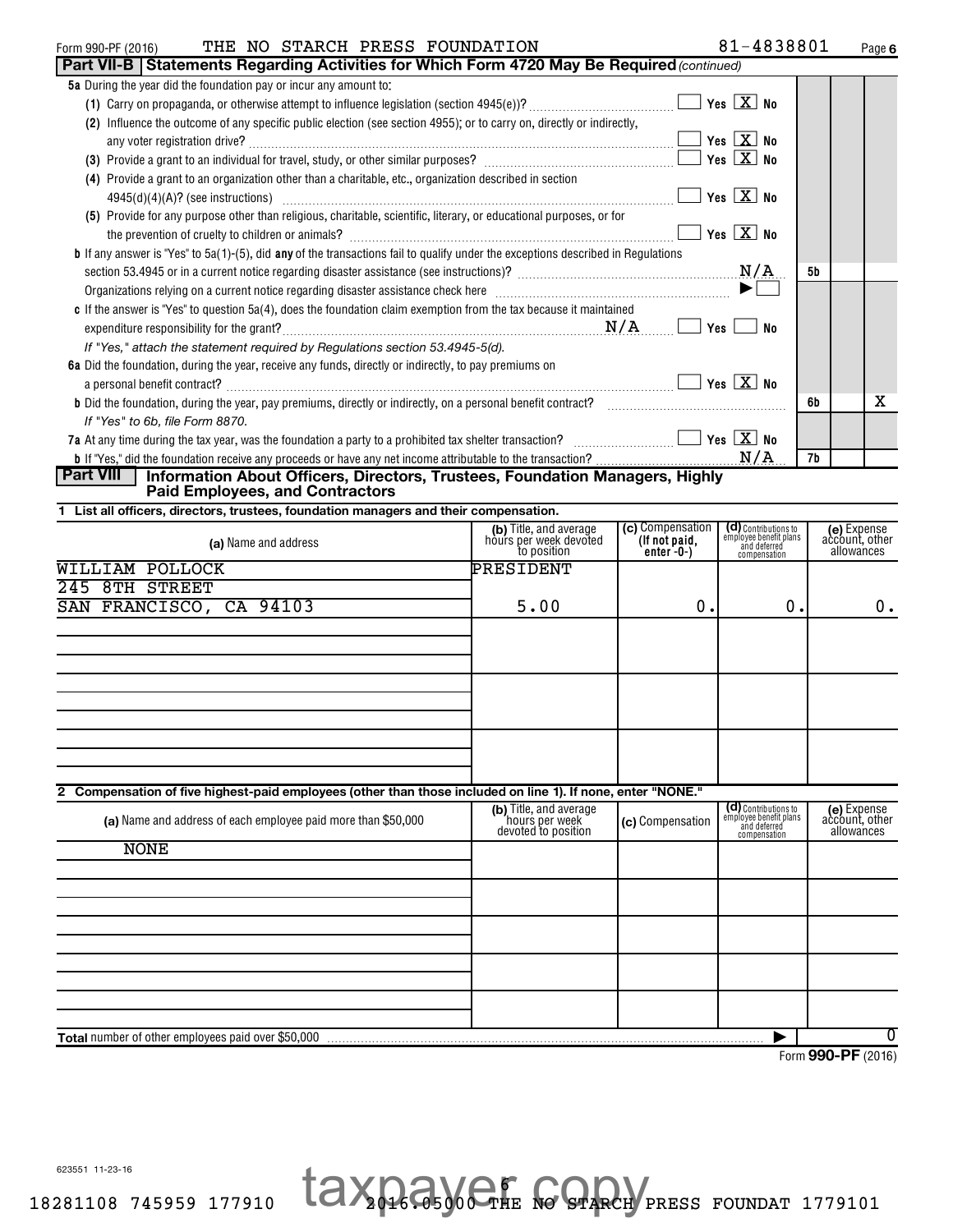Form 990-PF (2016) THE NO STARCH PRESS FOUNDATION 81-4838801 Page 6

**Part VII-B Statements Regarding Activities for Which Form 4720 May Be Required** *(continued)*

**5a** During the year did the foundation pay or incur any amount to:

(1) Carry on propaganda, or otherwise attempt to influence legislation (section 4945(e))? ☐ Yes ☒ No

(2) Influence the outcome of any specific public election (see section 4955); or to carry on, directly or indirectly, any voter registration drive? ☐ Yes ☒ No

(3) Provide a grant to an individual for travel, study, or other similar purposes? ☐ Yes ☒ No

(4) Provide a grant to an organization other than a charitable, etc., organization described in section 4945(d)(4)(A)? (see instructions) ☐ Yes ☒ No

(5) Provide for any purpose other than religious, charitable, scientific, literary, or educational purposes, or for the prevention of cruelty to children or animals? ☐ Yes ☒ No

**b** If any answer is "Yes" to 5a(1)-(5), did **any** of the transactions fail to qualify under the exceptions described in Regulations section 53.4945 or in a current notice regarding disaster assistance (see instructions)? N/A — **5b**

Organizations relying on a current notice regarding disaster assistance check here ▶ ☐

**c** If the answer is "Yes" to question 5a(4), does the foundation claim exemption from the tax because it maintained expenditure responsibility for the grant? N/A ☐ Yes ☐ No

*If "Yes," attach the statement required by Regulations section 53.4945-5(d).*

**6a** Did the foundation, during the year, receive any funds, directly or indirectly, to pay premiums on a personal benefit contract? ☐ Yes ☒ No

**b** Did the foundation, during the year, pay premiums, directly or indirectly, on a personal benefit contract? — **6b** No: X

*If "Yes" to 6b, file Form 8870.*

**7a** At any time during the tax year, was the foundation a party to a prohibited tax shelter transaction? ☐ Yes ☒ No

**b** If "Yes," did the foundation receive any proceeds or have any net income attributable to the transaction? N/A — **7b**

**Part VIII Information About Officers, Directors, Trustees, Foundation Managers, Highly Paid Employees, and Contractors**

**1 List all officers, directors, trustees, foundation managers and their compensation.**

| (a) Name and address | (b) Title, and average hours per week devoted to position | (c) Compensation (If not paid, enter -0-) | (d) Contributions to employee benefit plans and deferred compensation | (e) Expense account, other allowances |
|---|---|---|---|---|
| WILLIAM POLLOCK<br>245 8TH STREET<br>SAN FRANCISCO, CA 94103 | PRESIDENT<br>5.00 | 0. | 0. | 0. |
| | | | | |
| | | | | |
| | | | | |

**2 Compensation of five highest-paid employees (other than those included on line 1). If none, enter "NONE."**

| (a) Name and address of each employee paid more than $50,000 | (b) Title, and average hours per week devoted to position | (c) Compensation | (d) Contributions to employee benefit plans and deferred compensation | (e) Expense account, other allowances |
|---|---|---|---|---|
| NONE | | | | |
| | | | | |
| | | | | |
| | | | | |
| | | | | |

**Total** number of other employees paid over $50,000 ▶ 0

Form **990-PF** (2016)

623551 11-23-16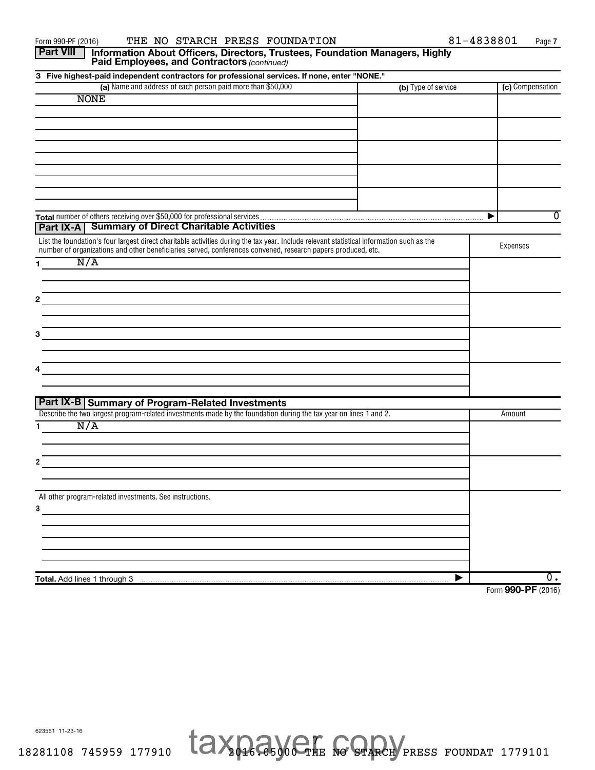## Part VIII Information About Officers, Directors, Trustees, Foundation Managers, Highly Paid Employees, and Contractors *(continued)*

**3 Five highest-paid independent contractors for professional services. If none, enter "NONE."**

| (a) Name and address of each person paid more than $50,000 | (b) Type of service | (c) Compensation |
|---|---|---|
| NONE | | |
| | | |
| | | |
| | | |
| | | |
| **Total** number of others receiving over $50,000 for professional services | ▶ | 0 |

## Part IX-A Summary of Direct Charitable Activities

| List the foundation's four largest direct charitable activities during the tax year. Include relevant statistical information such as the number of organizations and other beneficiaries served, conferences convened, research papers produced, etc. | Expenses |
|---|---|
| 1 N/A | |
| 2 | |
| 3 | |
| 4 | |

## Part IX-B Summary of Program-Related Investments

| Describe the two largest program-related investments made by the foundation during the tax year on lines 1 and 2. | Amount |
|---|---|
| 1 N/A | |
| 2 | |
| All other program-related investments. See instructions. | |
| 3 | |
| **Total.** Add lines 1 through 3 ▶ | 0. |

Form **990-PF** (2016)

623561 11-23-16

18281108 745959 177910 2016.05000 THE NO STARCH PRESS FOUNDAT 1779101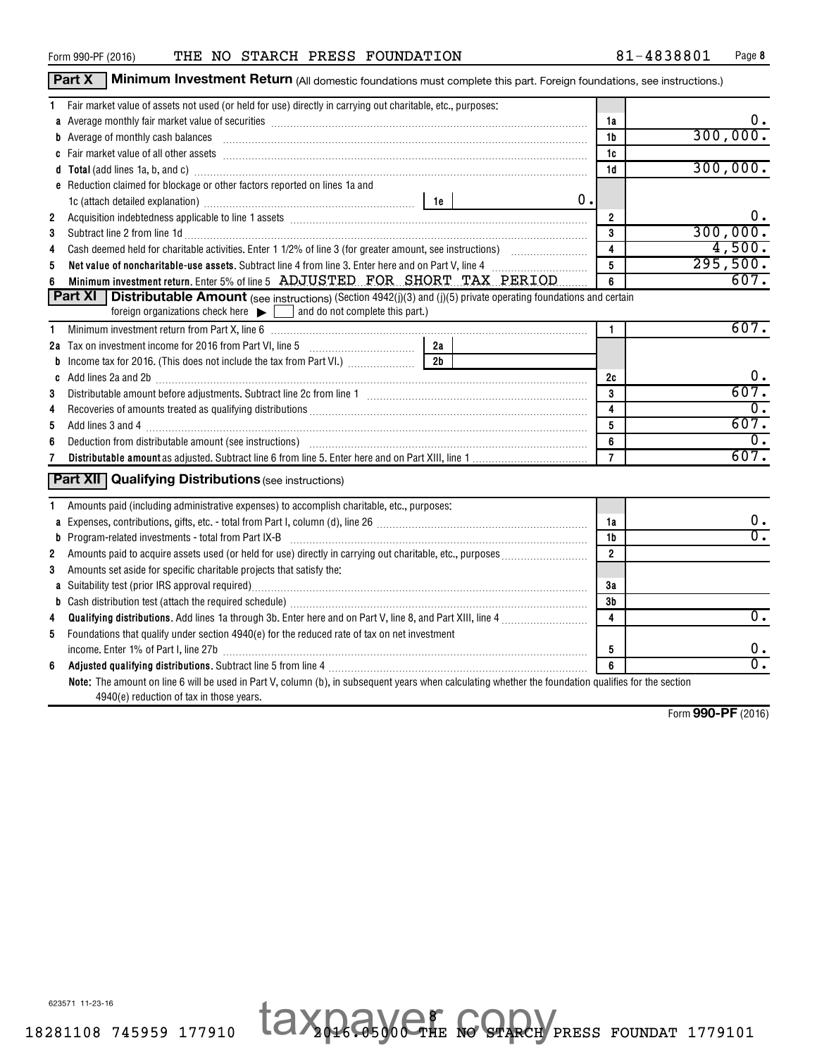Form 990-PF (2016) THE NO STARCH PRESS FOUNDATION 81-4838801

## Part X Minimum Investment Return (All domestic foundations must complete this part. Foreign foundations, see instructions.)

| | | Line | Amount |
|---|---|---|---|
| 1 | Fair market value of assets not used (or held for use) directly in carrying out charitable, etc., purposes: | | |
| a | Average monthly fair market value of securities | 1a | 0. |
| b | Average of monthly cash balances | 1b | 300,000. |
| c | Fair market value of all other assets | 1c | |
| d | **Total** (add lines 1a, b, and c) | 1d | 300,000. |
| e | Reduction claimed for blockage or other factors reported on lines 1a and 1c (attach detailed explanation) — 1e: 0. | | |
| 2 | Acquisition indebtedness applicable to line 1 assets | 2 | 0. |
| 3 | Subtract line 2 from line 1d | 3 | 300,000. |
| 4 | Cash deemed held for charitable activities. Enter 1 1/2% of line 3 (for greater amount, see instructions) | 4 | 4,500. |
| 5 | **Net value of noncharitable-use assets.** Subtract line 4 from line 3. Enter here and on Part V, line 4 | 5 | 295,500. |
| 6 | **Minimum investment return.** Enter 5% of line 5 ADJUSTED FOR SHORT TAX PERIOD | 6 | 607. |

## Part XI Distributable Amount (see instructions) (Section 4942(j)(3) and (j)(5) private operating foundations and certain foreign organizations check here ▶ ☐ and do not complete this part.)

| | | Line | Amount |
|---|---|---|---|
| 1 | Minimum investment return from Part X, line 6 | 1 | 607. |
| 2a | Tax on investment income for 2016 from Part VI, line 5 — 2a: | | |
| b | Income tax for 2016. (This does not include the tax from Part VI.) — 2b: | | |
| c | Add lines 2a and 2b | 2c | 0. |
| 3 | Distributable amount before adjustments. Subtract line 2c from line 1 | 3 | 607. |
| 4 | Recoveries of amounts treated as qualifying distributions | 4 | 0. |
| 5 | Add lines 3 and 4 | 5 | 607. |
| 6 | Deduction from distributable amount (see instructions) | 6 | 0. |
| 7 | **Distributable amount** as adjusted. Subtract line 6 from line 5. Enter here and on Part XIII, line 1 | 7 | 607. |

## Part XII Qualifying Distributions (see instructions)

| | | Line | Amount |
|---|---|---|---|
| 1 | Amounts paid (including administrative expenses) to accomplish charitable, etc., purposes: | | |
| a | Expenses, contributions, gifts, etc. - total from Part I, column (d), line 26 | 1a | 0. |
| b | Program-related investments - total from Part IX-B | 1b | 0. |
| 2 | Amounts paid to acquire assets used (or held for use) directly in carrying out charitable, etc., purposes | 2 | |
| 3 | Amounts set aside for specific charitable projects that satisfy the: | | |
| a | Suitability test (prior IRS approval required) | 3a | |
| b | Cash distribution test (attach the required schedule) | 3b | |
| 4 | **Qualifying distributions.** Add lines 1a through 3b. Enter here and on Part V, line 8, and Part XIII, line 4 | 4 | 0. |
| 5 | Foundations that qualify under section 4940(e) for the reduced rate of tax on net investment income. Enter 1% of Part I, line 27b | 5 | 0. |
| 6 | **Adjusted qualifying distributions.** Subtract line 5 from line 4 | 6 | 0. |

**Note:** The amount on line 6 will be used in Part V, column (b), in subsequent years when calculating whether the foundation qualifies for the section 4940(e) reduction of tax in those years.

Form **990-PF** (2016)

623571 11-23-16

taxpayer copy

18281108 745959 177910 2016.05000 THE NO STARCH PRESS FOUNDAT 1779101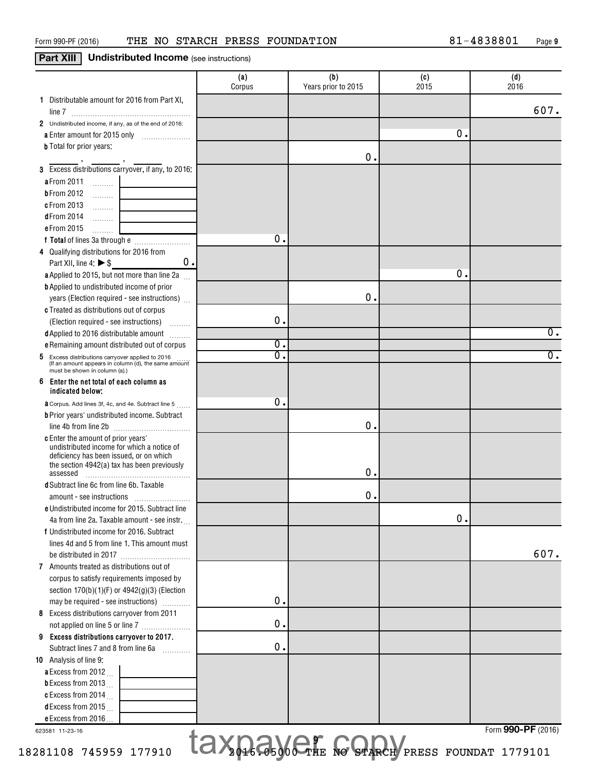Form 990-PF (2016) THE NO STARCH PRESS FOUNDATION 81-4838801

## Part XIII Undistributed Income (see instructions)

| | (a) Corpus | (b) Years prior to 2015 | (c) 2015 | (d) 2016 |
|---|---|---|---|---|
| **1** Distributable amount for 2016 from Part XI, line 7 | | | | 607. |
| **2** Undistributed income, if any, as of the end of 2016: | | | | |
| **a** Enter amount for 2015 only | | | 0. | |
| **b** Total for prior years: ___ , ___ , ___ | | 0. | | |
| **3** Excess distributions carryover, if any, to 2016: | | | | |
| **a** From 2011 | | | | |
| **b** From 2012 | | | | |
| **c** From 2013 | | | | |
| **d** From 2014 | | | | |
| **e** From 2015 | | | | |
| **f Total** of lines 3a through e | 0. | | | |
| **4** Qualifying distributions for 2016 from Part XII, line 4: ▶ $ 0. | | | | |
| **a** Applied to 2015, but not more than line 2a | | | 0. | |
| **b** Applied to undistributed income of prior years (Election required - see instructions) | | 0. | | |
| **c** Treated as distributions out of corpus (Election required - see instructions) | 0. | | | |
| **d** Applied to 2016 distributable amount | | | | 0. |
| **e** Remaining amount distributed out of corpus | 0. | | | |
| **5** Excess distributions carryover applied to 2016 (If an amount appears in column (d), the same amount must be shown in column (a).) | 0. | | | 0. |
| **6 Enter the net total of each column as indicated below:** | | | | |
| **a** Corpus. Add lines 3f, 4c, and 4e. Subtract line 5 | 0. | | | |
| **b** Prior years' undistributed income. Subtract line 4b from line 2b | | 0. | | |
| **c** Enter the amount of prior years' undistributed income for which a notice of deficiency has been issued, or on which the section 4942(a) tax has been previously assessed | | 0. | | |
| **d** Subtract line 6c from line 6b. Taxable amount - see instructions | | 0. | | |
| **e** Undistributed income for 2015. Subtract line 4a from line 2a. Taxable amount - see instr. | | | 0. | |
| **f** Undistributed income for 2016. Subtract lines 4d and 5 from line 1. This amount must be distributed in 2017 | | | | 607. |
| **7** Amounts treated as distributions out of corpus to satisfy requirements imposed by section 170(b)(1)(F) or 4942(g)(3) (Election may be required - see instructions) | 0. | | | |
| **8** Excess distributions carryover from 2011 not applied on line 5 or line 7 | 0. | | | |
| **9 Excess distributions carryover to 2017.** Subtract lines 7 and 8 from line 6a | 0. | | | |
| **10** Analysis of line 9: | | | | |
| **a** Excess from 2012 | | | | |
| **b** Excess from 2013 | | | | |
| **c** Excess from 2014 | | | | |
| **d** Excess from 2015 | | | | |
| **e** Excess from 2016 | | | | |

623581 11-23-16

Form **990-PF** (2016)

taxpayer copy

18281108 745959 177910 2016.05000 THE NO STARCH PRESS FOUNDAT 1779101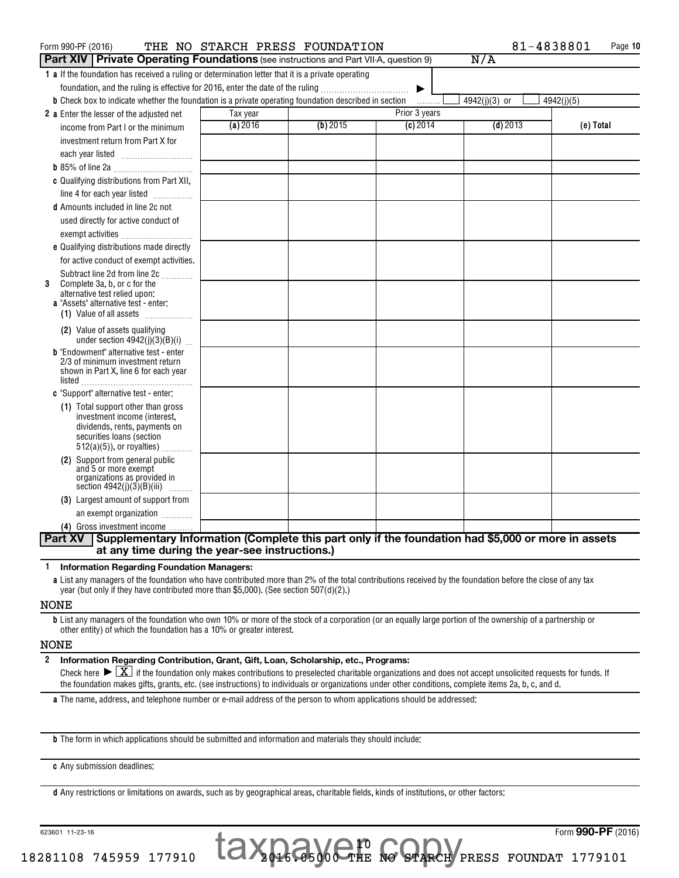Form 990-PF (2016) THE NO STARCH PRESS FOUNDATION 81-4838801

## Part XIV | Private Operating Foundations (see instructions and Part VII-A, question 9) N/A

**1 a** If the foundation has received a ruling or determination letter that it is a private operating foundation, and the ruling is effective for 2016, enter the date of the ruling ▶

**b** Check box to indicate whether the foundation is a private operating foundation described in section ☐ 4942(j)(3) or ☐ 4942(j)(5)

| | Tax year | Prior 3 years | | | |
|---|---|---|---|---|---|
| | (a) 2016 | (b) 2015 | (c) 2014 | (d) 2013 | (e) Total |
| **2 a** Enter the lesser of the adjusted net income from Part I or the minimum investment return from Part X for each year listed | | | | | |
| **b** 85% of line 2a | | | | | |
| **c** Qualifying distributions from Part XII, line 4 for each year listed | | | | | |
| **d** Amounts included in line 2c not used directly for active conduct of exempt activities | | | | | |
| **e** Qualifying distributions made directly for active conduct of exempt activities. Subtract line 2d from line 2c | | | | | |
| **3** Complete 3a, b, or c for the alternative test relied upon: **a** "Assets" alternative test - enter: (1) Value of all assets | | | | | |
| (2) Value of assets qualifying under section 4942(j)(3)(B)(i) | | | | | |
| **b** "Endowment" alternative test - enter 2/3 of minimum investment return shown in Part X, line 6 for each year listed | | | | | |
| **c** "Support" alternative test - enter: (1) Total support other than gross investment income (interest, dividends, rents, payments on securities loans (section 512(a)(5)), or royalties) | | | | | |
| (2) Support from general public and 5 or more exempt organizations as provided in section 4942(j)(3)(B)(iii) | | | | | |
| (3) Largest amount of support from an exempt organization | | | | | |
| (4) Gross investment income | | | | | |

## Part XV | Supplementary Information (Complete this part only if the foundation had $5,000 or more in assets at any time during the year-see instructions.)

**1 Information Regarding Foundation Managers:**

**a** List any managers of the foundation who have contributed more than 2% of the total contributions received by the foundation before the close of any tax year (but only if they have contributed more than $5,000). (See section 507(d)(2).)

NONE

**b** List any managers of the foundation who own 10% or more of the stock of a corporation (or an equally large portion of the ownership of a partnership or other entity) of which the foundation has a 10% or greater interest.

NONE

**2 Information Regarding Contribution, Grant, Gift, Loan, Scholarship, etc., Programs:**

Check here ▶ [X] if the foundation only makes contributions to preselected charitable organizations and does not accept unsolicited requests for funds. If the foundation makes gifts, grants, etc. (see instructions) to individuals or organizations under other conditions, complete items 2a, b, c, and d.

**a** The name, address, and telephone number or e-mail address of the person to whom applications should be addressed:

**b** The form in which applications should be submitted and information and materials they should include:

**c** Any submission deadlines:

**d** Any restrictions or limitations on awards, such as by geographical areas, charitable fields, kinds of institutions, or other factors:

623601 11-23-16 Form **990-PF** (2016)

taxpayer copy

18281108 745959 177910 2016.05000 THE NO STARCH PRESS FOUNDAT 1779101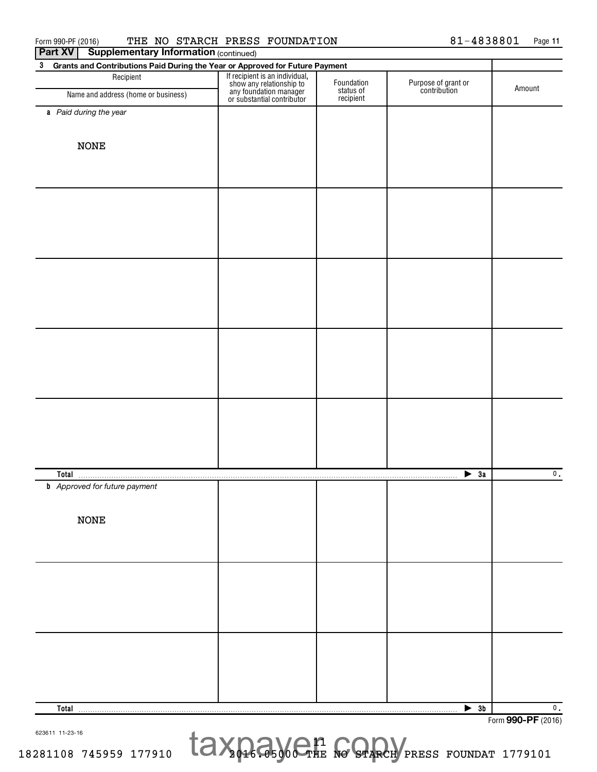Form 990-PF (2016) THE NO STARCH PRESS FOUNDATION 81-4838801

## Part XV Supplementary Information (continued)

**3 Grants and Contributions Paid During the Year or Approved for Future Payment**

| Recipient<br>Name and address (home or business) | If recipient is an individual, show any relationship to any foundation manager or substantial contributor | Foundation status of recipient | Purpose of grant or contribution | Amount |
|---|---|---|---|---|
| ***a** Paid during the year* | | | | |
| NONE | | | | |
| **Total** ▶ **3a** | | | | 0. |
| ***b** Approved for future payment* | | | | |
| NONE | | | | |
| **Total** ▶ **3b** | | | | 0. |

623611 11-23-16

taxpayer copy

18281108 745959 177910 2016.05000 THE NO STARCH PRESS FOUNDAT 1779101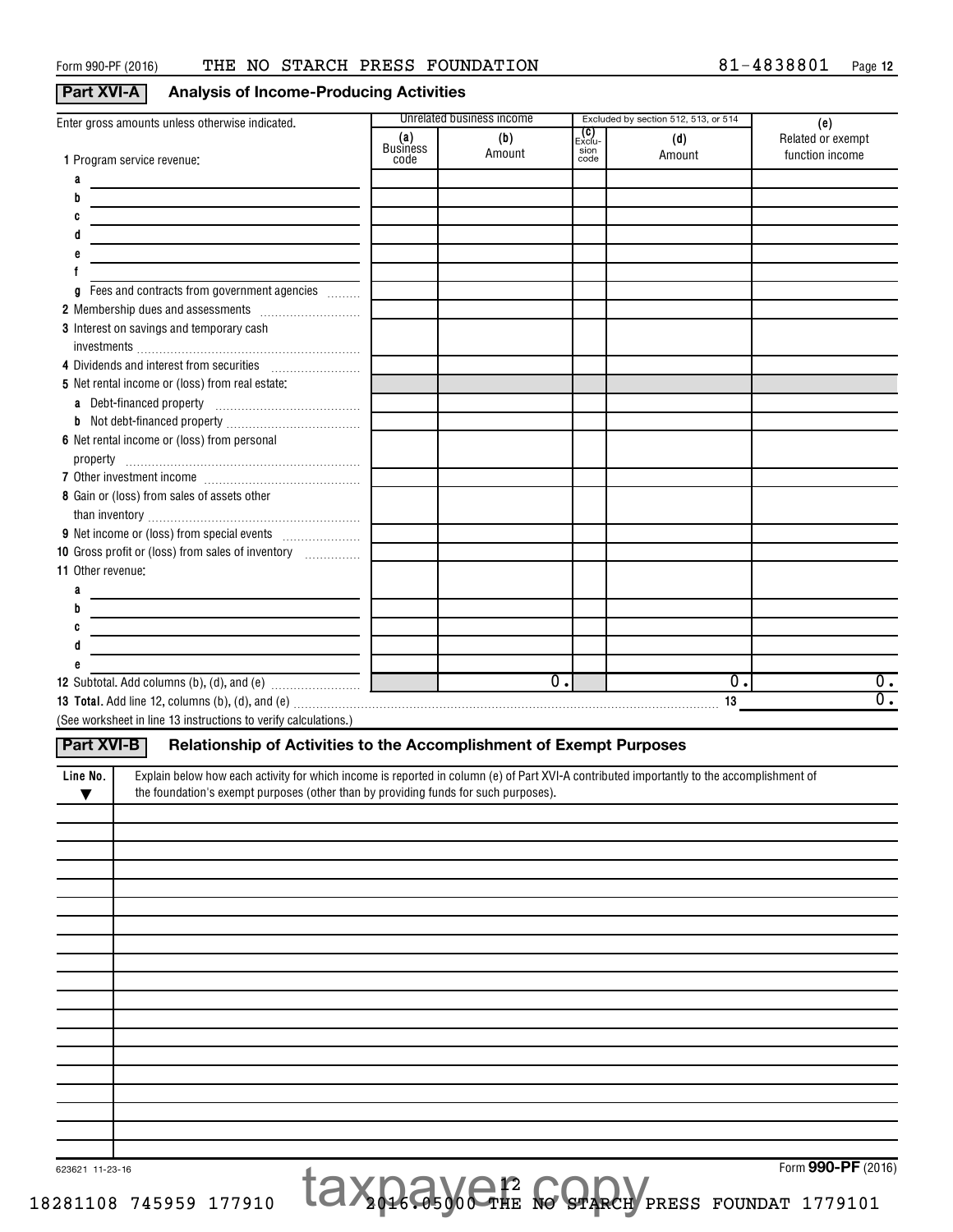Form 990-PF (2016) THE NO STARCH PRESS FOUNDATION 81-4838801 Page 12

## Part XVI-A Analysis of Income-Producing Activities

| Enter gross amounts unless otherwise indicated. | Unrelated business income | | Excluded by section 512, 513, or 514 | | (e) Related or exempt function income |
|---|---|---|---|---|---|
| | (a) Business code | (b) Amount | (c) Exclusion code | (d) Amount | |
| 1 Program service revenue: | | | | | |
| a | | | | | |
| b | | | | | |
| c | | | | | |
| d | | | | | |
| e | | | | | |
| f | | | | | |
| g Fees and contracts from government agencies | | | | | |
| 2 Membership dues and assessments | | | | | |
| 3 Interest on savings and temporary cash investments | | | | | |
| 4 Dividends and interest from securities | | | | | |
| 5 Net rental income or (loss) from real estate: | | | | | |
| a Debt-financed property | | | | | |
| b Not debt-financed property | | | | | |
| 6 Net rental income or (loss) from personal property | | | | | |
| 7 Other investment income | | | | | |
| 8 Gain or (loss) from sales of assets other than inventory | | | | | |
| 9 Net income or (loss) from special events | | | | | |
| 10 Gross profit or (loss) from sales of inventory | | | | | |
| 11 Other revenue: | | | | | |
| a | | | | | |
| b | | | | | |
| c | | | | | |
| d | | | | | |
| e | | | | | |
| 12 Subtotal. Add columns (b), (d), and (e) | | 0. | | 0. | 0. |
| 13 Total. Add line 12, columns (b), (d), and (e) | | | | 13 | 0. |

(See worksheet in line 13 instructions to verify calculations.)

## Part XVI-B Relationship of Activities to the Accomplishment of Exempt Purposes

| Line No. ▼ | Explain below how each activity for which income is reported in column (e) of Part XVI-A contributed importantly to the accomplishment of the foundation's exempt purposes (other than by providing funds for such purposes). |
|---|---|
| | |

623621 11-23-16

Form 990-PF (2016)

taxpayer copy

18281108 745959 177910 2016.05000 THE NO STARCH PRESS FOUNDAT 1779101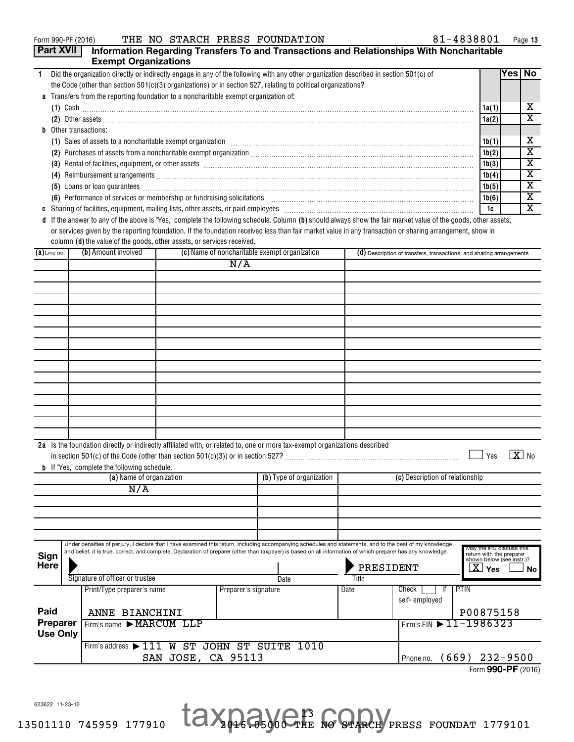Form 990-PF (2016) THE NO STARCH PRESS FOUNDATION 81-4838801

## Part XVII Information Regarding Transfers To and Transactions and Relationships With Noncharitable Exempt Organizations

| | | Yes | No |
|---|---|---|---|
| **1** Did the organization directly or indirectly engage in any of the following with any other organization described in section 501(c) of the Code (other than section 501(c)(3) organizations) or in section 527, relating to political organizations? | | | |
| **a** Transfers from the reporting foundation to a noncharitable exempt organization of: | | | |
| (1) Cash | 1a(1) | | X |
| (2) Other assets | 1a(2) | | X |
| **b** Other transactions: | | | |
| (1) Sales of assets to a noncharitable exempt organization | 1b(1) | | X |
| (2) Purchases of assets from a noncharitable exempt organization | 1b(2) | | X |
| (3) Rental of facilities, equipment, or other assets | 1b(3) | | X |
| (4) Reimbursement arrangements | 1b(4) | | X |
| (5) Loans or loan guarantees | 1b(5) | | X |
| (6) Performance of services or membership or fundraising solicitations | 1b(6) | | X |
| **c** Sharing of facilities, equipment, mailing lists, other assets, or paid employees | 1c | | X |

**d** If the answer to any of the above is "Yes," complete the following schedule. Column **(b)** should always show the fair market value of the goods, other assets, or services given by the reporting foundation. If the foundation received less than fair market value in any transaction or sharing arrangement, show in column **(d)** the value of the goods, other assets, or services received.

| (a) Line no. | (b) Amount involved | (c) Name of noncharitable exempt organization | (d) Description of transfers, transactions, and sharing arrangements |
|---|---|---|---|
| | | N/A | |

**2a** Is the foundation directly or indirectly affiliated with, or related to, one or more tax-exempt organizations described in section 501(c) of the Code (other than section 501(c)(3)) or in section 527? ☐ Yes ☒ No

**b** If "Yes," complete the following schedule.

| (a) Name of organization | (b) Type of organization | (c) Description of relationship |
|---|---|---|
| N/A | | |

**Sign Here**

Under penalties of perjury, I declare that I have examined this return, including accompanying schedules and statements, and to the best of my knowledge and belief, it is true, correct, and complete. Declaration of preparer (other than taxpayer) is based on all information of which preparer has any knowledge.

| Signature of officer or trustee | Date | Title |
|---|---|---|
| | | PRESIDENT |

May the IRS discuss this return with the preparer shown below (see instr.)? ☒ Yes ☐ No

**Paid Preparer Use Only**

| Print/Type preparer's name | Preparer's signature | Date | Check ☐ if self-employed | PTIN |
|---|---|---|---|---|
| ANNE BIANCHINI | | | | P00875158 |
| Firm's name ▶ MARCUM LLP | | | Firm's EIN ▶ 11-1986323 | |
| Firm's address ▶ 111 W ST JOHN ST SUITE 1010 SAN JOSE, CA 95113 | | | Phone no. (669) 232-9500 | |

Form **990-PF** (2016)

623622 11-23-16

taxpayer copy

13501110 745959 177910 2016.05000 THE NO STARCH PRESS FOUNDAT 1779101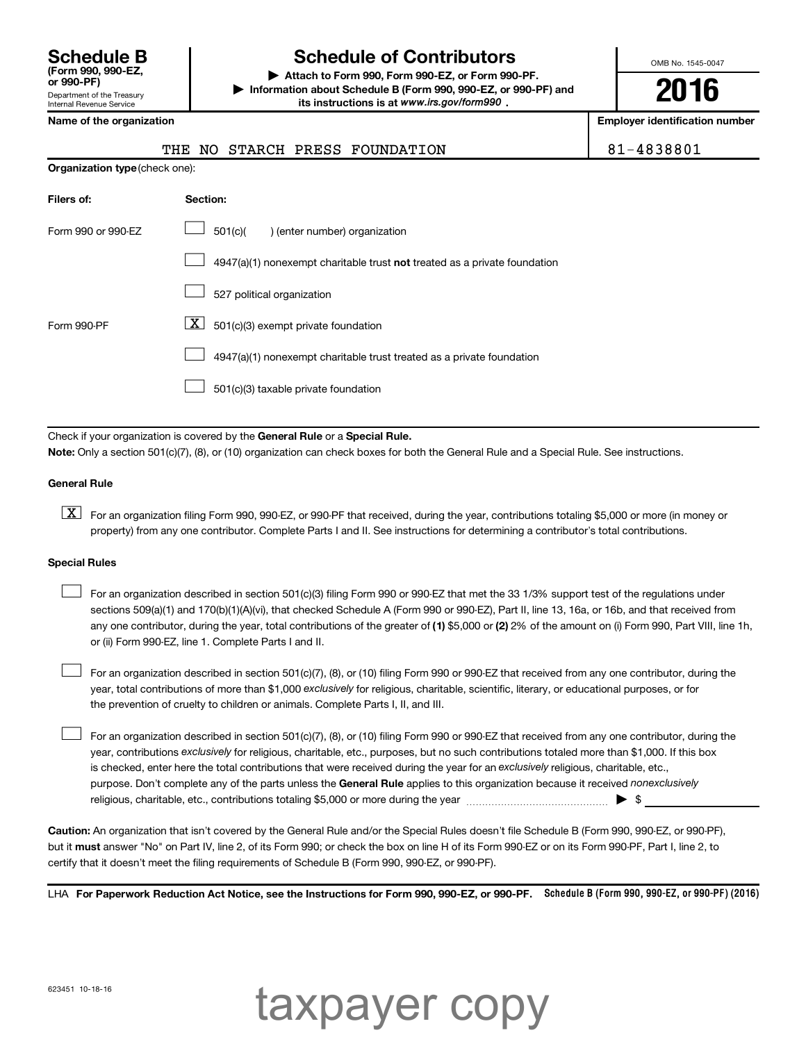**Schedule B**
**(Form 990, 990-EZ, or 990-PF)**
Department of the Treasury
Internal Revenue Service

# Schedule of Contributors

▶ **Attach to Form 990, Form 990-EZ, or Form 990-PF.**
▶ **Information about Schedule B (Form 990, 990-EZ, or 990-PF) and its instructions is at** ***www.irs.gov/form990*** **.**

OMB No. 1545-0047

**2016**

| **Name of the organization** | **Employer identification number** |
|---|---|
| THE NO STARCH PRESS FOUNDATION | 81-4838801 |

**Organization type** (check one):

| **Filers of:** | **Section:** |
|---|---|
| Form 990 or 990-EZ | ☐ 501(c)( ) (enter number) organization |
| | ☐ 4947(a)(1) nonexempt charitable trust **not** treated as a private foundation |
| | ☐ 527 political organization |
| Form 990-PF | ☒ 501(c)(3) exempt private foundation |
| | ☐ 4947(a)(1) nonexempt charitable trust treated as a private foundation |
| | ☐ 501(c)(3) taxable private foundation |

Check if your organization is covered by the **General Rule** or a **Special Rule.**

**Note:** Only a section 501(c)(7), (8), or (10) organization can check boxes for both the General Rule and a Special Rule. See instructions.

**General Rule**

☒ For an organization filing Form 990, 990-EZ, or 990-PF that received, during the year, contributions totaling $5,000 or more (in money or property) from any one contributor. Complete Parts I and II. See instructions for determining a contributor's total contributions.

**Special Rules**

☐ For an organization described in section 501(c)(3) filing Form 990 or 990-EZ that met the 33 1/3% support test of the regulations under sections 509(a)(1) and 170(b)(1)(A)(vi), that checked Schedule A (Form 990 or 990-EZ), Part II, line 13, 16a, or 16b, and that received from any one contributor, during the year, total contributions of the greater of **(1)** $5,000 or **(2)** 2% of the amount on (i) Form 990, Part VIII, line 1h, or (ii) Form 990-EZ, line 1. Complete Parts I and II.

☐ For an organization described in section 501(c)(7), (8), or (10) filing Form 990 or 990-EZ that received from any one contributor, during the year, total contributions of more than $1,000 *exclusively* for religious, charitable, scientific, literary, or educational purposes, or for the prevention of cruelty to children or animals. Complete Parts I, II, and III.

☐ For an organization described in section 501(c)(7), (8), or (10) filing Form 990 or 990-EZ that received from any one contributor, during the year, contributions *exclusively* for religious, charitable, etc., purposes, but no such contributions totaled more than $1,000. If this box is checked, enter here the total contributions that were received during the year for an *exclusively* religious, charitable, etc., purpose. Don't complete any of the parts unless the **General Rule** applies to this organization because it received *nonexclusively* religious, charitable, etc., contributions totaling $5,000 or more during the year ▶ $ ____________

**Caution:** An organization that isn't covered by the General Rule and/or the Special Rules doesn't file Schedule B (Form 990, 990-EZ, or 990-PF), but it **must** answer "No" on Part IV, line 2, of its Form 990; or check the box on line H of its Form 990-EZ or on its Form 990-PF, Part I, line 2, to certify that it doesn't meet the filing requirements of Schedule B (Form 990, 990-EZ, or 990-PF).

LHA **For Paperwork Reduction Act Notice, see the Instructions for Form 990, 990-EZ, or 990-PF.** **Schedule B (Form 990, 990-EZ, or 990-PF) (2016)**

623451 10-18-16

taxpayer copy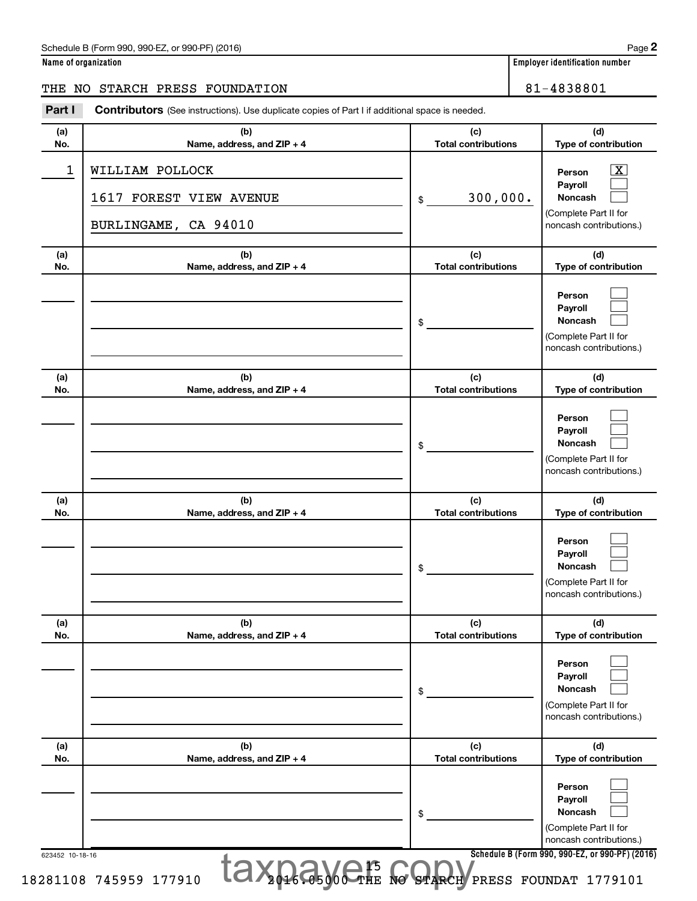Schedule B (Form 990, 990-EZ, or 990-PF) (2016)

**Name of organization**

THE NO STARCH PRESS FOUNDATION

**Employer identification number**

81-4838801

**Part I** **Contributors** (See instructions). Use duplicate copies of Part I if additional space is needed.

| (a) No. | (b) Name, address, and ZIP + 4 | (c) Total contributions | (d) Type of contribution |
|---|---|---|---|
| 1 | WILLIAM POLLOCK<br>1617 FOREST VIEW AVENUE<br>BURLINGAME, CA 94010 | $ 300,000. | Person [X]<br>Payroll [ ]<br>Noncash [ ]<br>(Complete Part II for noncash contributions.) |
| | | $ | Person [ ]<br>Payroll [ ]<br>Noncash [ ]<br>(Complete Part II for noncash contributions.) |
| | | $ | Person [ ]<br>Payroll [ ]<br>Noncash [ ]<br>(Complete Part II for noncash contributions.) |
| | | $ | Person [ ]<br>Payroll [ ]<br>Noncash [ ]<br>(Complete Part II for noncash contributions.) |
| | | $ | Person [ ]<br>Payroll [ ]<br>Noncash [ ]<br>(Complete Part II for noncash contributions.) |
| | | $ | Person [ ]<br>Payroll [ ]<br>Noncash [ ]<br>(Complete Part II for noncash contributions.) |

623452 10-18-16

**Schedule B (Form 990, 990-EZ, or 990-PF) (2016)**

18281108 745959 177910 2016.05000 THE NO STARCH PRESS FOUNDAT 1779101

taxpayer copy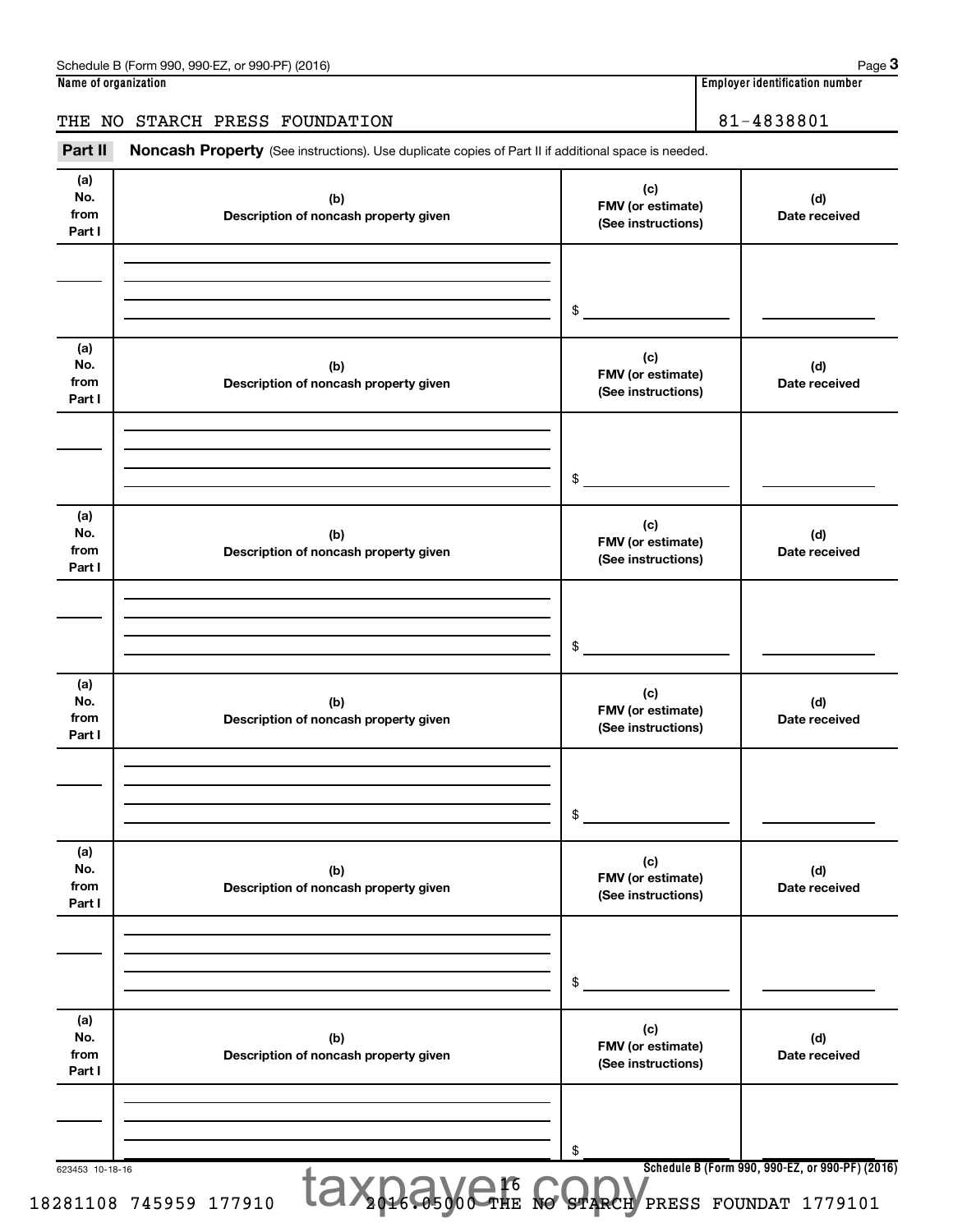Name of organization: THE NO STARCH PRESS FOUNDATION

Employer identification number: 81-4838801

**Part II** **Noncash Property** (See instructions). Use duplicate copies of Part II if additional space is needed.

| (a) No. from Part I | (b) Description of noncash property given | (c) FMV (or estimate) (See instructions) | (d) Date received |
|---|---|---|---|
| | | $ | |

| (a) No. from Part I | (b) Description of noncash property given | (c) FMV (or estimate) (See instructions) | (d) Date received |
|---|---|---|---|
| | | $ | |

| (a) No. from Part I | (b) Description of noncash property given | (c) FMV (or estimate) (See instructions) | (d) Date received |
|---|---|---|---|
| | | $ | |

| (a) No. from Part I | (b) Description of noncash property given | (c) FMV (or estimate) (See instructions) | (d) Date received |
|---|---|---|---|
| | | $ | |

| (a) No. from Part I | (b) Description of noncash property given | (c) FMV (or estimate) (See instructions) | (d) Date received |
|---|---|---|---|
| | | $ | |

| (a) No. from Part I | (b) Description of noncash property given | (c) FMV (or estimate) (See instructions) | (d) Date received |
|---|---|---|---|
| | | $ | |

623453 10-18-16

Schedule B (Form 990, 990-EZ, or 990-PF) (2016)

taxpayer copy

18281108 745959 177910 2016.05000 THE NO STARCH PRESS FOUNDAT 1779101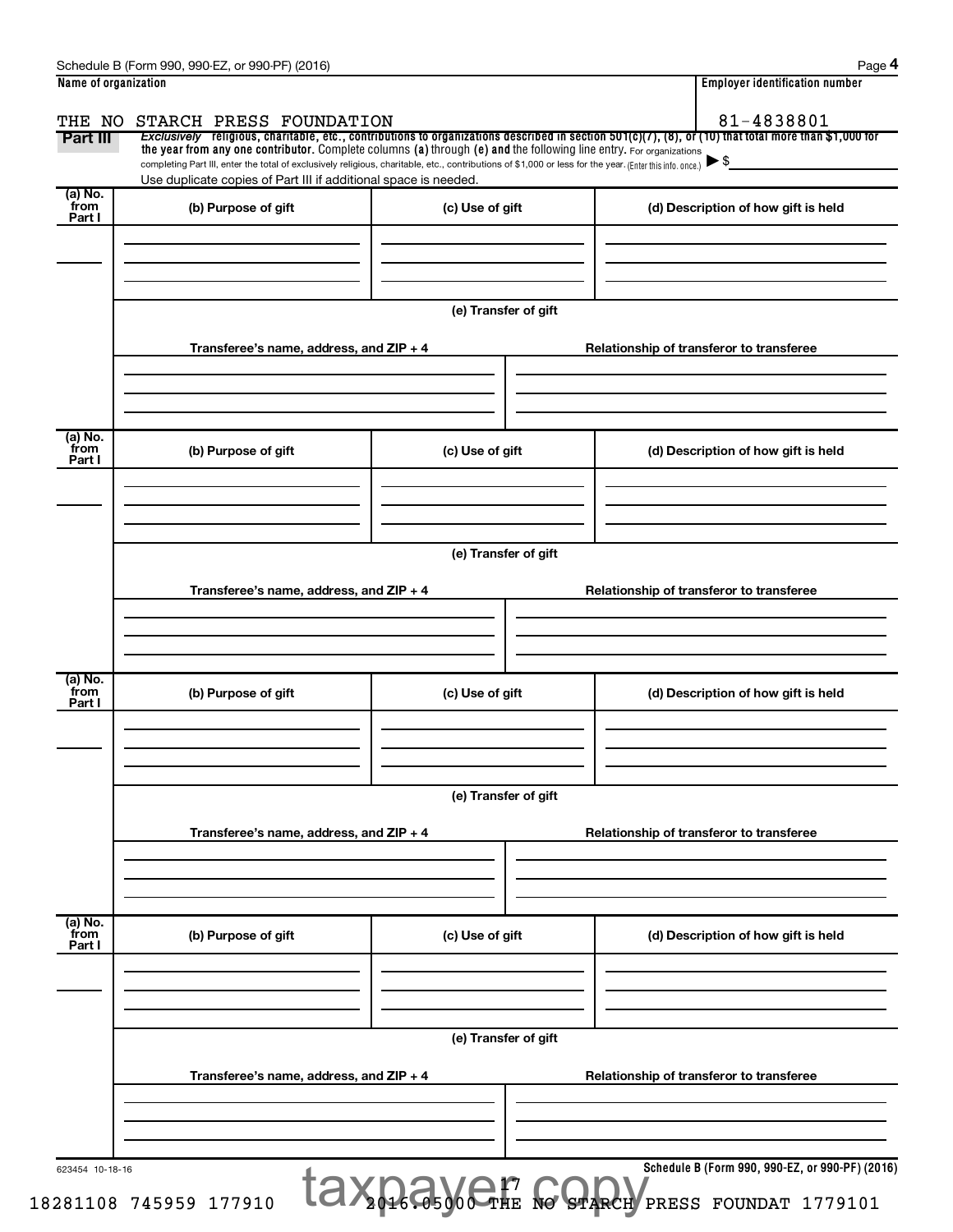Schedule B (Form 990, 990-EZ, or 990-PF) (2016)

**Name of organization**

THE NO STARCH PRESS FOUNDATION

**Employer identification number**

81-4838801

**Part III** *Exclusively* religious, charitable, etc., contributions to organizations described in section 501(c)(7), (8), or (10) that total more than $1,000 for the year from any one contributor. Complete columns **(a)** through **(e)** and the following line entry. For organizations completing Part III, enter the total of exclusively religious, charitable, etc., contributions of $1,000 or less for the year. (Enter this info. once.) ▶ $

Use duplicate copies of Part III if additional space is needed.

| (a) No. from Part I | (b) Purpose of gift | (c) Use of gift | (d) Description of how gift is held |
|---|---|---|---|
| | | | |

**(e) Transfer of gift**

| Transferee's name, address, and ZIP + 4 | Relationship of transferor to transferee |
|---|---|
| | |

| (a) No. from Part I | (b) Purpose of gift | (c) Use of gift | (d) Description of how gift is held |
|---|---|---|---|
| | | | |

**(e) Transfer of gift**

| Transferee's name, address, and ZIP + 4 | Relationship of transferor to transferee |
|---|---|
| | |

| (a) No. from Part I | (b) Purpose of gift | (c) Use of gift | (d) Description of how gift is held |
|---|---|---|---|
| | | | |

**(e) Transfer of gift**

| Transferee's name, address, and ZIP + 4 | Relationship of transferor to transferee |
|---|---|
| | |

| (a) No. from Part I | (b) Purpose of gift | (c) Use of gift | (d) Description of how gift is held |
|---|---|---|---|
| | | | |

**(e) Transfer of gift**

| Transferee's name, address, and ZIP + 4 | Relationship of transferor to transferee |
|---|---|
| | |

623454 10-18-16

Schedule B (Form 990, 990-EZ, or 990-PF) (2016)

18281108 745959 177910 2016.05000 THE NO STARCH PRESS FOUNDAT 1779101

taxpayer copy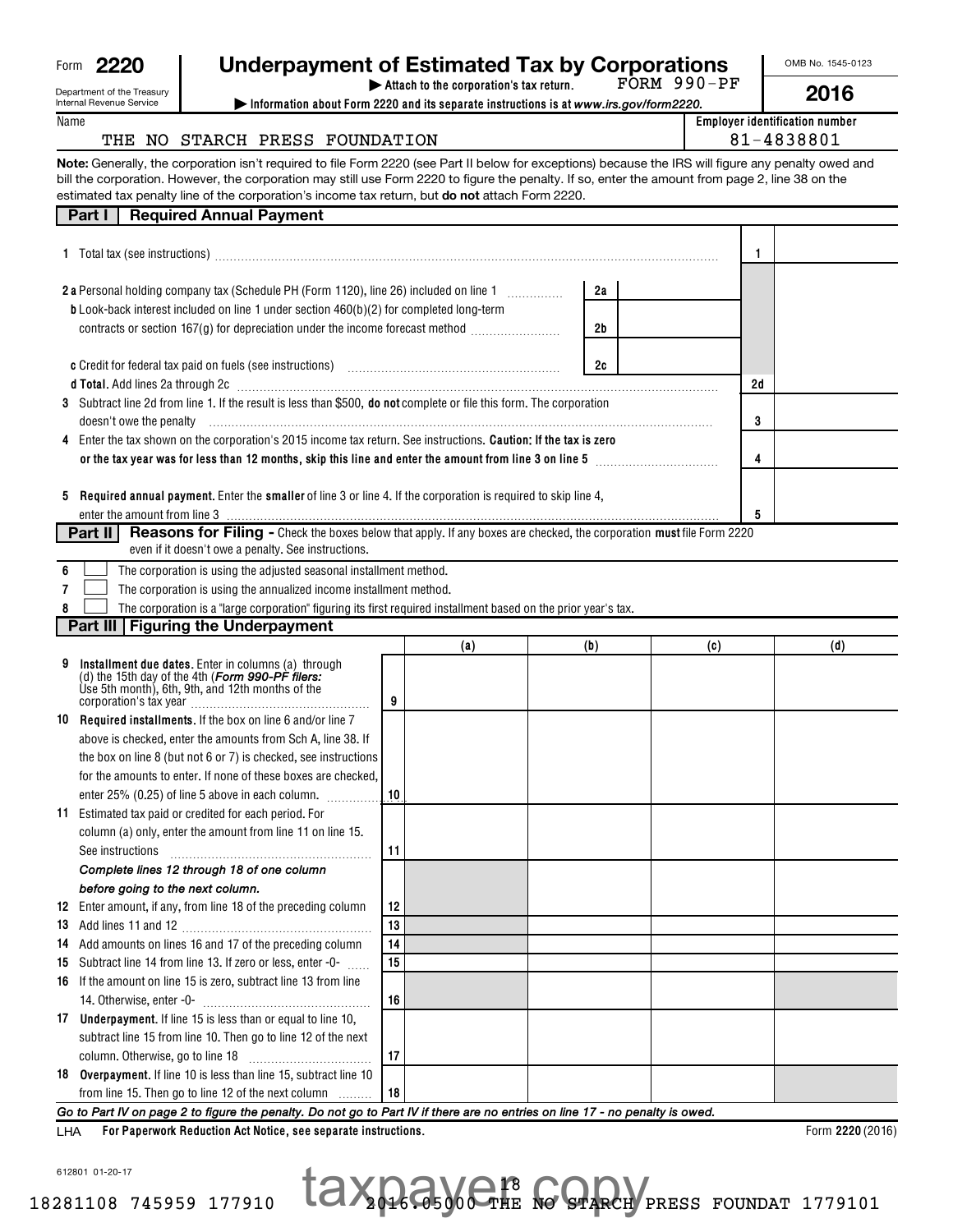Form **2220**

Department of the Treasury
Internal Revenue Service

# Underpayment of Estimated Tax by Corporations

▶ Attach to the corporation's tax return. FORM 990-PF

▶ Information about Form 2220 and its separate instructions is at *www.irs.gov/form2220.*

OMB No. 1545-0123

**2016**

| Name | Employer identification number |
|---|---|
| THE NO STARCH PRESS FOUNDATION | 81-4838801 |

**Note:** Generally, the corporation isn't required to file Form 2220 (see Part II below for exceptions) because the IRS will figure any penalty owed and bill the corporation. However, the corporation may still use Form 2220 to figure the penalty. If so, enter the amount from page 2, line 38 on the estimated tax penalty line of the corporation's income tax return, but **do not** attach Form 2220.

## Part I Required Annual Payment

| | | | |
|---|---|---|---|
| **1** Total tax (see instructions) | | 1 | |
| **2 a** Personal holding company tax (Schedule PH (Form 1120), line 26) included on line 1 | 2a | | |
| **b** Look-back interest included on line 1 under section 460(b)(2) for completed long-term contracts or section 167(g) for depreciation under the income forecast method | 2b | | |
| **c** Credit for federal tax paid on fuels (see instructions) | 2c | | |
| **d Total.** Add lines 2a through 2c | | 2d | |
| **3** Subtract line 2d from line 1. If the result is less than $500, **do not** complete or file this form. The corporation doesn't owe the penalty | | 3 | |
| **4** Enter the tax shown on the corporation's 2015 income tax return. See instructions. **Caution: If the tax is zero or the tax year was for less than 12 months, skip this line and enter the amount from line 3 on line 5** | | 4 | |
| **5 Required annual payment.** Enter the **smaller** of line 3 or line 4. If the corporation is required to skip line 4, enter the amount from line 3 | | 5 | |

## Part II Reasons for Filing - Check the boxes below that apply. If any boxes are checked, the corporation must file Form 2220 even if it doesn't owe a penalty. See instructions.

**6** ☐ The corporation is using the adjusted seasonal installment method.

**7** ☐ The corporation is using the annualized income installment method.

**8** ☐ The corporation is a "large corporation" figuring its first required installment based on the prior year's tax.

## Part III Figuring the Underpayment

| | | (a) | (b) | (c) | (d) |
|---|---|---|---|---|---|
| **9 Installment due dates.** Enter in columns (a) through (d) the 15th day of the 4th (*Form 990-PF filers:* Use 5th month), 6th, 9th, and 12th months of the corporation's tax year | 9 | | | | |
| **10 Required installments.** If the box on line 6 and/or line 7 above is checked, enter the amounts from Sch A, line 38. If the box on line 8 (but not 6 or 7) is checked, see instructions for the amounts to enter. If none of these boxes are checked, enter 25% (0.25) of line 5 above in each column. | 10 | | | | |
| **11** Estimated tax paid or credited for each period. For column (a) only, enter the amount from line 11 on line 15. See instructions | 11 | | | | |
| ***Complete lines 12 through 18 of one column before going to the next column.*** | | | | | |
| **12** Enter amount, if any, from line 18 of the preceding column | 12 | | | | |
| **13** Add lines 11 and 12 | 13 | | | | |
| **14** Add amounts on lines 16 and 17 of the preceding column | 14 | | | | |
| **15** Subtract line 14 from line 13. If zero or less, enter -0- | 15 | | | | |
| **16** If the amount on line 15 is zero, subtract line 13 from line 14. Otherwise, enter -0- | 16 | | | | |
| **17 Underpayment.** If line 15 is less than or equal to line 10, subtract line 15 from line 10. Then go to line 12 of the next column. Otherwise, go to line 18 | 17 | | | | |
| **18 Overpayment.** If line 10 is less than line 15, subtract line 10 from line 15. Then go to line 12 of the next column | 18 | | | | |

***Go to Part IV on page 2 to figure the penalty. Do not go to Part IV if there are no entries on line 17 - no penalty is owed.***

LHA **For Paperwork Reduction Act Notice, see separate instructions.** Form **2220** (2016)

612801 01-20-17

18281108 745959 177910 2016.05000 THE NO STARCH PRESS FOUNDAT 1779101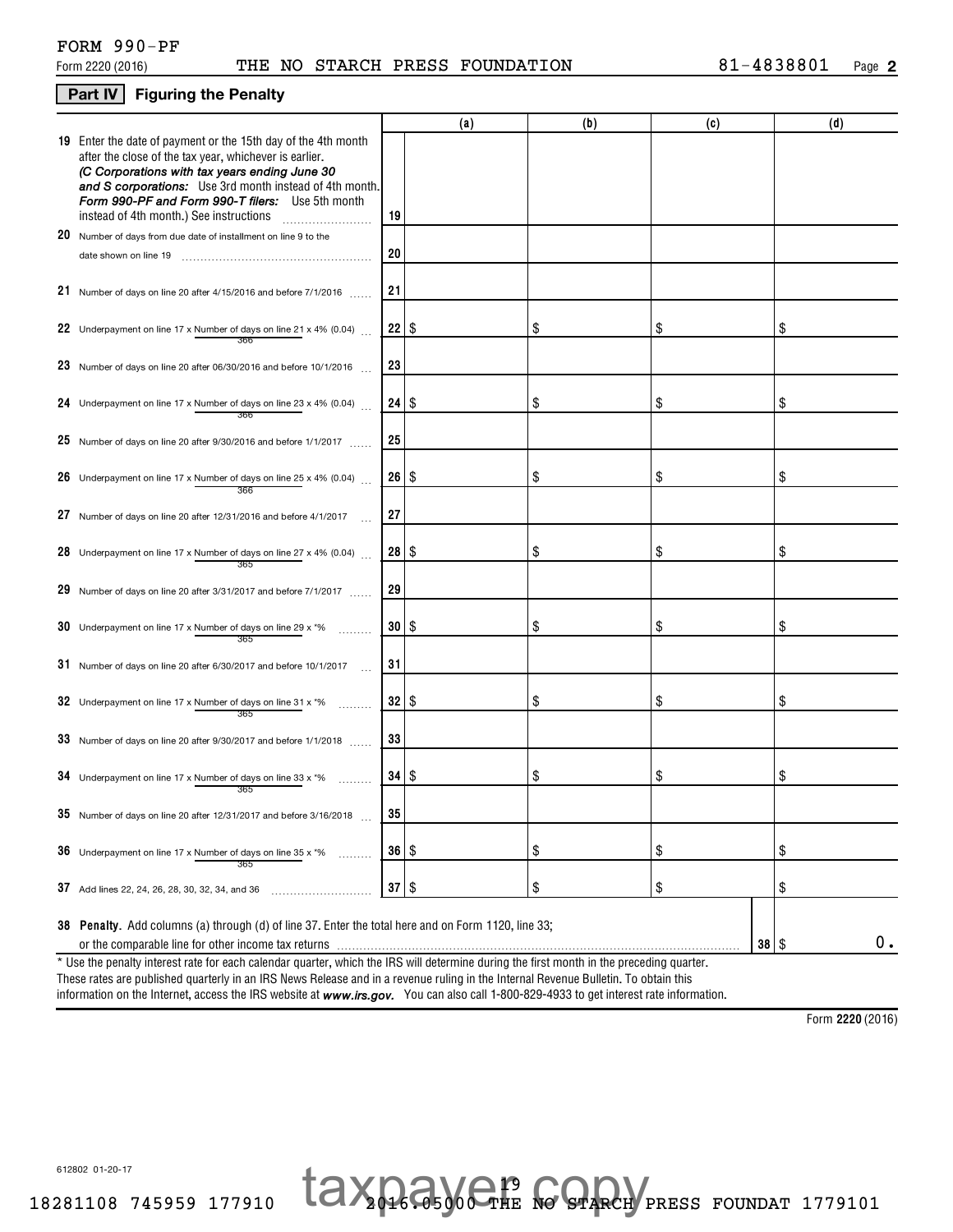FORM 990-PF

Form 2220 (2016) THE NO STARCH PRESS FOUNDATION 81-4838801 Page **2**

## Part IV Figuring the Penalty

| | | (a) | (b) | (c) | (d) |
|---|---|---|---|---|---|
| **19** Enter the date of payment or the 15th day of the 4th month after the close of the tax year, whichever is earlier. ***(C Corporations with tax years ending June 30 and S corporations:*** Use 3rd month instead of 4th month. ***Form 990-PF and Form 990-T filers:*** Use 5th month instead of 4th month.) See instructions | 19 | | | | |
| **20** Number of days from due date of installment on line 9 to the date shown on line 19 | 20 | | | | |
| **21** Number of days on line 20 after 4/15/2016 and before 7/1/2016 | 21 | | | | |
| **22** Underpayment on line 17 x Number of days on line 21 / 366 x 4% (0.04) | 22 | $ | $ | $ | $ |
| **23** Number of days on line 20 after 06/30/2016 and before 10/1/2016 | 23 | | | | |
| **24** Underpayment on line 17 x Number of days on line 23 / 366 x 4% (0.04) | 24 | $ | $ | $ | $ |
| **25** Number of days on line 20 after 9/30/2016 and before 1/1/2017 | 25 | | | | |
| **26** Underpayment on line 17 x Number of days on line 25 / 366 x 4% (0.04) | 26 | $ | $ | $ | $ |
| **27** Number of days on line 20 after 12/31/2016 and before 4/1/2017 | 27 | | | | |
| **28** Underpayment on line 17 x Number of days on line 27 / 365 x 4% (0.04) | 28 | $ | $ | $ | $ |
| **29** Number of days on line 20 after 3/31/2017 and before 7/1/2017 | 29 | | | | |
| **30** Underpayment on line 17 x Number of days on line 29 / 365 x *% | 30 | $ | $ | $ | $ |
| **31** Number of days on line 20 after 6/30/2017 and before 10/1/2017 | 31 | | | | |
| **32** Underpayment on line 17 x Number of days on line 31 / 365 x *% | 32 | $ | $ | $ | $ |
| **33** Number of days on line 20 after 9/30/2017 and before 1/1/2018 | 33 | | | | |
| **34** Underpayment on line 17 x Number of days on line 33 / 365 x *% | 34 | $ | $ | $ | $ |
| **35** Number of days on line 20 after 12/31/2017 and before 3/16/2018 | 35 | | | | |
| **36** Underpayment on line 17 x Number of days on line 35 / 365 x *% | 36 | $ | $ | $ | $ |
| **37** Add lines 22, 24, 26, 28, 30, 32, 34, and 36 | 37 | $ | $ | $ | $ |

**38 Penalty.** Add columns (a) through (d) of line 37. Enter the total here and on Form 1120, line 33; or the comparable line for other income tax returns ..... **38** $ 0.

* Use the penalty interest rate for each calendar quarter, which the IRS will determine during the first month in the preceding quarter. These rates are published quarterly in an IRS News Release and in a revenue ruling in the Internal Revenue Bulletin. To obtain this information on the Internet, access the IRS website at ***www.irs.gov.*** You can also call 1-800-829-4933 to get interest rate information.

Form **2220** (2016)

612802 01-20-17

18281108 745959 177910 2016.05000 THE NO STARCH PRESS FOUNDAT 1779101

taxpayer copy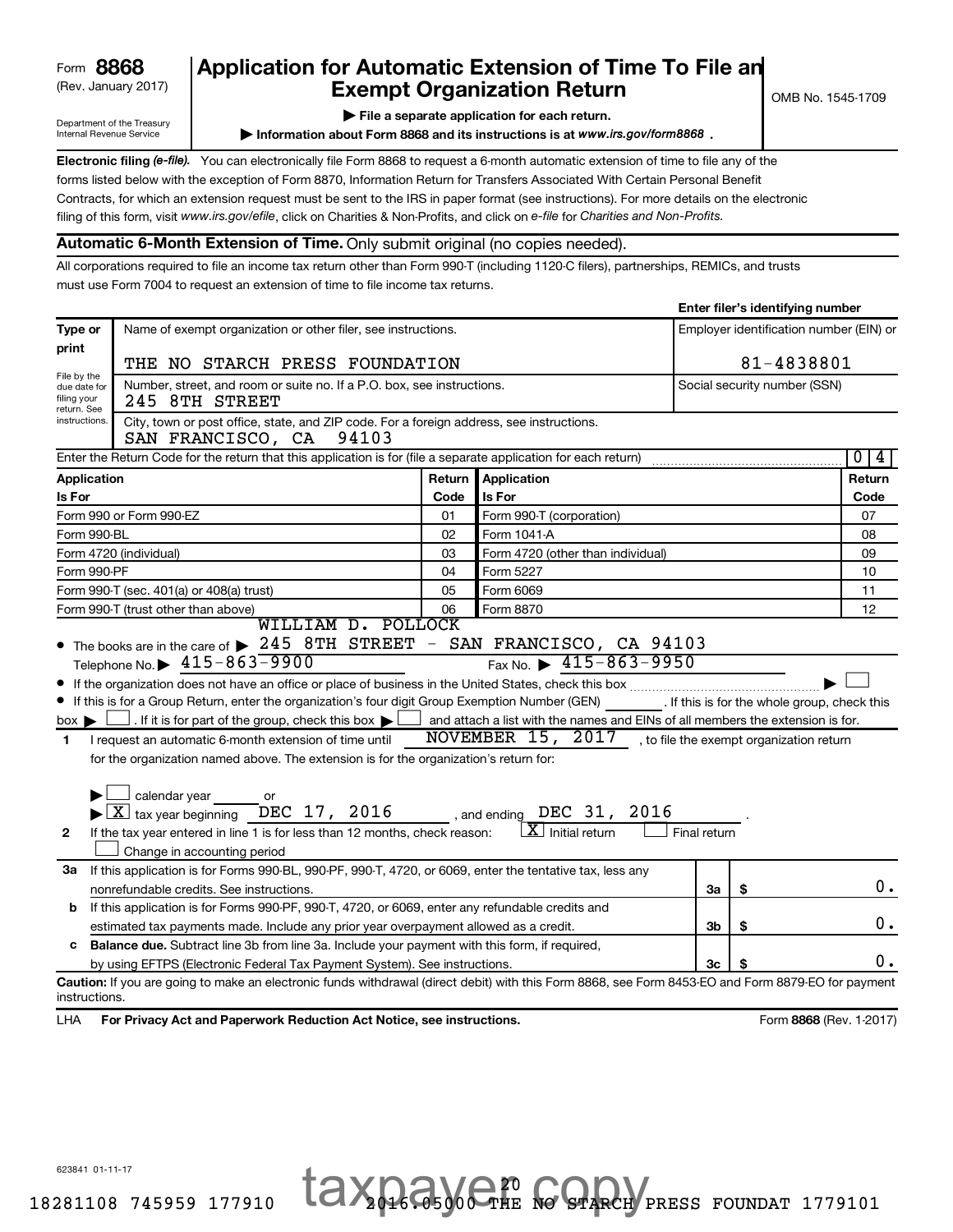Form **8868**
(Rev. January 2017)

Department of the Treasury
Internal Revenue Service

# Application for Automatic Extension of Time To File an Exempt Organization Return

OMB No. 1545-1709

▶ **File a separate application for each return.**

▶ **Information about Form 8868 and its instructions is at *www.irs.gov/form8868*.**

**Electronic filing *(e-file).*** You can electronically file Form 8868 to request a 6-month automatic extension of time to file any of the forms listed below with the exception of Form 8870, Information Return for Transfers Associated With Certain Personal Benefit Contracts, for which an extension request must be sent to the IRS in paper format (see instructions). For more details on the electronic filing of this form, visit *www.irs.gov/efile*, click on Charities & Non-Profits, and click on *e-file* for *Charities and Non-Profits.*

**Automatic 6-Month Extension of Time.** Only submit original (no copies needed).

All corporations required to file an income tax return other than Form 990-T (including 1120-C filers), partnerships, REMICs, and trusts must use Form 7004 to request an extension of time to file income tax returns.

**Enter filer's identifying number**

| **Type or print** | Name of exempt organization or other filer, see instructions. | Employer identification number (EIN) or |
|---|---|---|
| | THE NO STARCH PRESS FOUNDATION | 81-4838801 |
| File by the due date for filing your return. See instructions. | Number, street, and room or suite no. If a P.O. box, see instructions. 245 8TH STREET | Social security number (SSN) |
| | City, town or post office, state, and ZIP code. For a foreign address, see instructions. SAN FRANCISCO, CA 94103 | |

Enter the Return Code for the return that this application is for (file a separate application for each return) ..... 0 4

| **Application Is For** | **Return Code** | **Application Is For** | **Return Code** |
|---|---|---|---|
| Form 990 or Form 990-EZ | 01 | Form 990-T (corporation) | 07 |
| Form 990-BL | 02 | Form 1041-A | 08 |
| Form 4720 (individual) | 03 | Form 4720 (other than individual) | 09 |
| Form 990-PF | 04 | Form 5227 | 10 |
| Form 990-T (sec. 401(a) or 408(a) trust) | 05 | Form 6069 | 11 |
| Form 990-T (trust other than above) | 06 | Form 8870 | 12 |

- The books are in the care of ▶ WILLIAM D. POLLOCK 245 8TH STREET - SAN FRANCISCO, CA 94103
  Telephone No. ▶ 415-863-9900  Fax No. ▶ 415-863-9950
- If the organization does not have an office or place of business in the United States, check this box ..... ▶ ☐
- If this is for a Group Return, enter the organization's four digit Group Exemption Number (GEN) ______. If this is for the whole group, check this box ▶ ☐. If it is for part of the group, check this box ▶ ☐ and attach a list with the names and EINs of all members the extension is for.

**1** I request an automatic 6-month extension of time until NOVEMBER 15, 2017, to file the exempt organization return for the organization named above. The extension is for the organization's return for:

▶ ☐ calendar year ______ or
▶ ☒ tax year beginning DEC 17, 2016, and ending DEC 31, 2016.

**2** If the tax year entered in line 1 is for less than 12 months, check reason: ☒ Initial return ☐ Final return ☐ Change in accounting period

| | | | |
|---|---|---|---|
| **3a** | If this application is for Forms 990-BL, 990-PF, 990-T, 4720, or 6069, enter the tentative tax, less any nonrefundable credits. See instructions. | **3a** | $ 0. |
| **b** | If this application is for Forms 990-PF, 990-T, 4720, or 6069, enter any refundable credits and estimated tax payments made. Include any prior year overpayment allowed as a credit. | **3b** | $ 0. |
| **c** | **Balance due.** Subtract line 3b from line 3a. Include your payment with this form, if required, by using EFTPS (Electronic Federal Tax Payment System). See instructions. | **3c** | $ 0. |

**Caution:** If you are going to make an electronic funds withdrawal (direct debit) with this Form 8868, see Form 8453-EO and Form 8879-EO for payment instructions.

LHA **For Privacy Act and Paperwork Reduction Act Notice, see instructions.** Form **8868** (Rev. 1-2017)

623841 01-11-17

taxpayer copy

18281108 745959 177910 2016.05000 THE NO STARCH PRESS FOUNDAT 1779101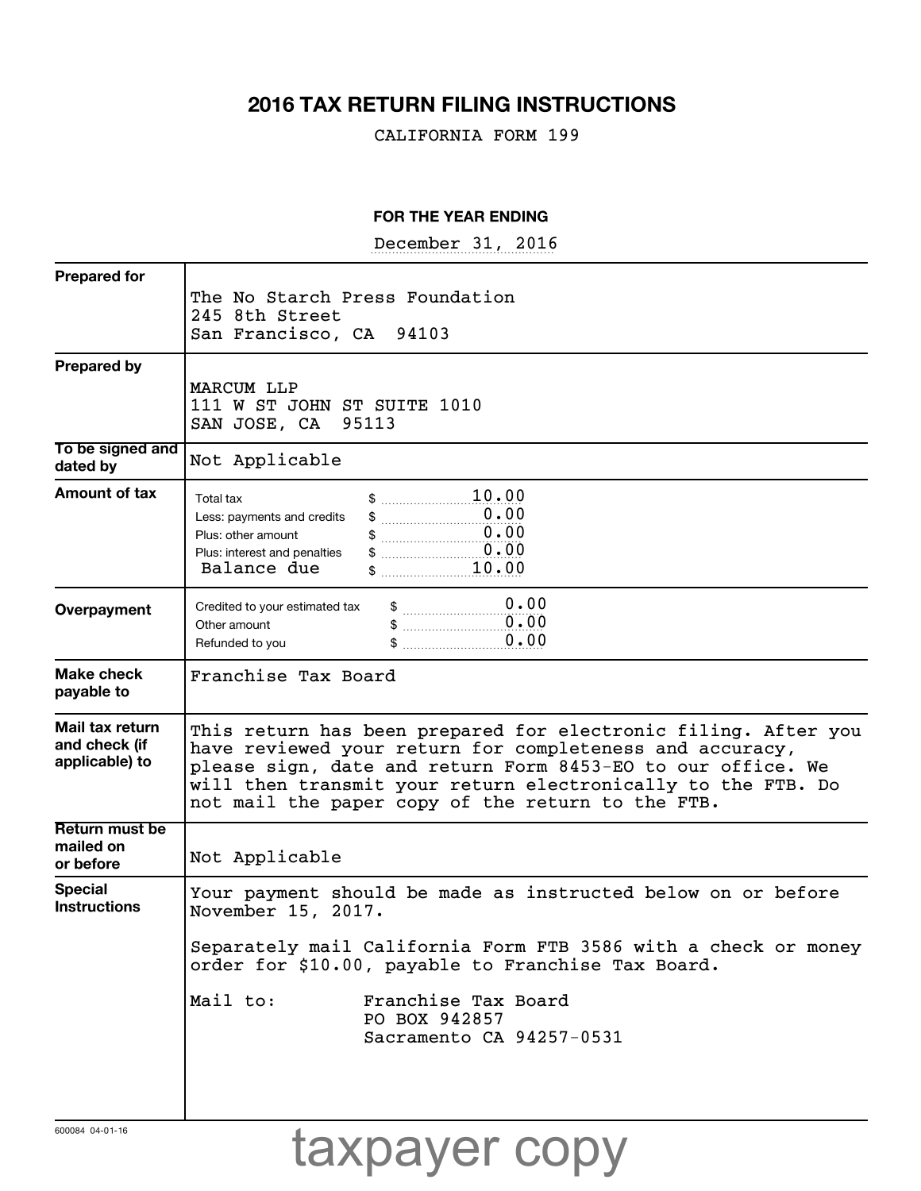# 2016 TAX RETURN FILING INSTRUCTIONS

CALIFORNIA FORM 199

**FOR THE YEAR ENDING**

December 31, 2016

| | |
|---|---|
| **Prepared for** | The No Starch Press Foundation<br>245 8th Street<br>San Francisco, CA 94103 |
| **Prepared by** | MARCUM LLP<br>111 W ST JOHN ST SUITE 1010<br>SAN JOSE, CA 95113 |
| **To be signed and dated by** | Not Applicable |
| **Amount of tax** | Total tax $ 10.00<br>Less: payments and credits $ 0.00<br>Plus: other amount $ 0.00<br>Plus: interest and penalties $ 0.00<br>Balance due $ 10.00 |
| **Overpayment** | Credited to your estimated tax $ 0.00<br>Other amount $ 0.00<br>Refunded to you $ 0.00 |
| **Make check payable to** | Franchise Tax Board |
| **Mail tax return and check (if applicable) to** | This return has been prepared for electronic filing. After you have reviewed your return for completeness and accuracy, please sign, date and return Form 8453-EO to our office. We will then transmit your return electronically to the FTB. Do not mail the paper copy of the return to the FTB. |
| **Return must be mailed on or before** | Not Applicable |
| **Special Instructions** | Your payment should be made as instructed below on or before November 15, 2017.<br><br>Separately mail California Form FTB 3586 with a check or money order for $10.00, payable to Franchise Tax Board.<br><br>Mail to: Franchise Tax Board<br>PO BOX 942857<br>Sacramento CA 94257-0531 |

600084 04-01-16

taxpayer copy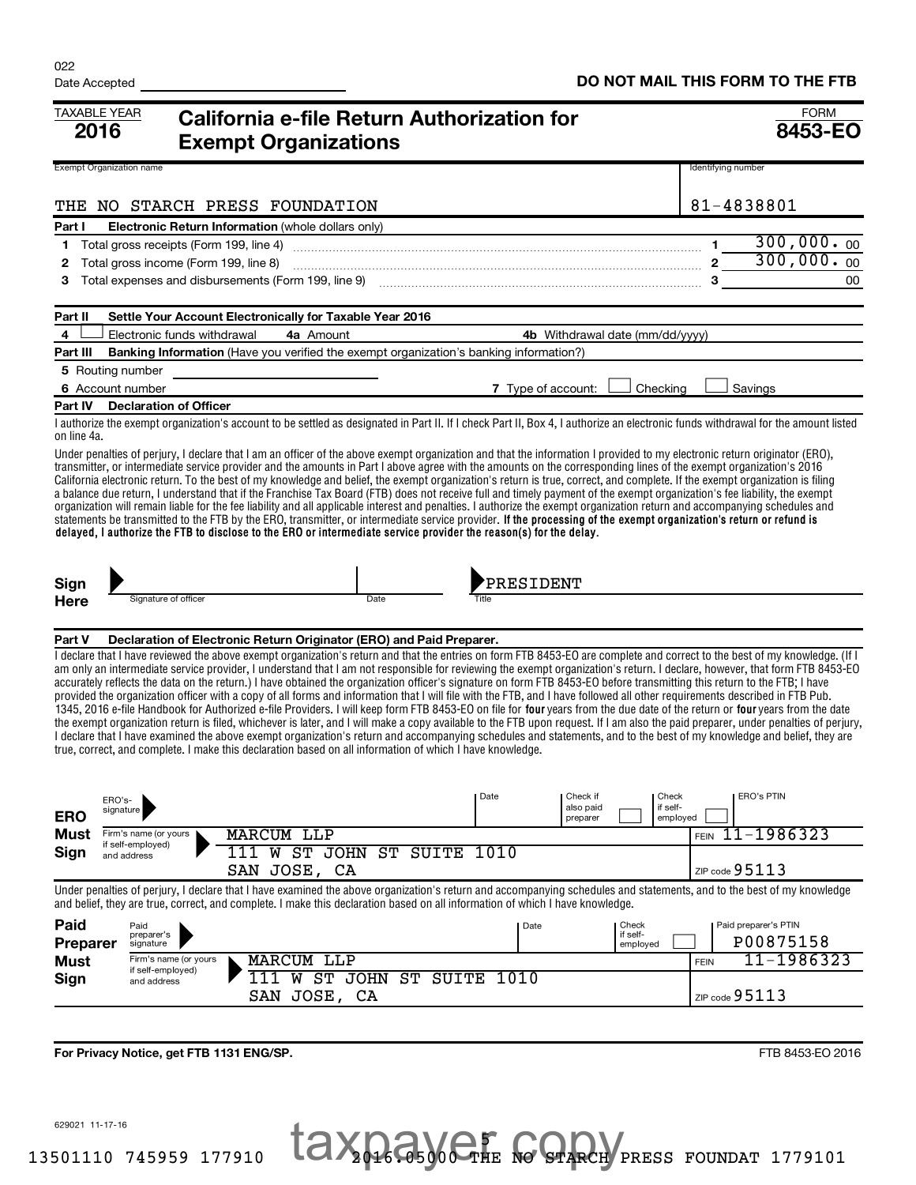022
Date Accepted

**DO NOT MAIL THIS FORM TO THE FTB**

TAXABLE YEAR **2016**

# California e-file Return Authorization for Exempt Organizations

FORM **8453-EO**

| Exempt Organization name | Identifying number |
|---|---|
| THE NO STARCH PRESS FOUNDATION | 81-4838801 |

**Part I Electronic Return Information** (whole dollars only)

| | | | |
|---|---|---|---|
| 1 | Total gross receipts (Form 199, line 4) | 1 | 300,000. 00 |
| 2 | Total gross income (Form 199, line 8) | 2 | 300,000. 00 |
| 3 | Total expenses and disbursements (Form 199, line 9) | 3 | 00 |

**Part II Settle Your Account Electronically for Taxable Year 2016**

4 ☐ Electronic funds withdrawal  **4a** Amount  **4b** Withdrawal date (mm/dd/yyyy)

**Part III Banking Information** (Have you verified the exempt organization's banking information?)

5 Routing number

6 Account number  **7** Type of account: ☐ Checking ☐ Savings

**Part IV Declaration of Officer**

I authorize the exempt organization's account to be settled as designated in Part II. If I check Part II, Box 4, I authorize an electronic funds withdrawal for the amount listed on line 4a.

Under penalties of perjury, I declare that I am an officer of the above exempt organization and that the information I provided to my electronic return originator (ERO), transmitter, or intermediate service provider and the amounts in Part I above agree with the amounts on the corresponding lines of the exempt organization's 2016 California electronic return. To the best of my knowledge and belief, the exempt organization's return is true, correct, and complete. If the exempt organization is filing a balance due return, I understand that if the Franchise Tax Board (FTB) does not receive full and timely payment of the exempt organization's fee liability, the exempt organization will remain liable for the fee liability and all applicable interest and penalties. I authorize the exempt organization return and accompanying schedules and statements be transmitted to the FTB by the ERO, transmitter, or intermediate service provider. **If the processing of the exempt organization's return or refund is delayed, I authorize the FTB to disclose to the ERO or intermediate service provider the reason(s) for the delay.**

**Sign Here** Signature of officer ____ Date ____ Title: PRESIDENT

**Part V Declaration of Electronic Return Originator (ERO) and Paid Preparer.**

I declare that I have reviewed the above exempt organization's return and that the entries on form FTB 8453-EO are complete and correct to the best of my knowledge. (If I am only an intermediate service provider, I understand that I am not responsible for reviewing the exempt organization's return. I declare, however, that form FTB 8453-EO accurately reflects the data on the return.) I have obtained the organization officer's signature on form FTB 8453-EO before transmitting this return to the FTB; I have provided the organization officer with a copy of all forms and information that I will file with the FTB, and I have followed all other requirements described in FTB Pub. 1345, 2016 e-file Handbook for Authorized e-file Providers. I will keep form FTB 8453-EO on file for **four** years from the due date of the return or **four** years from the date the exempt organization return is filed, whichever is later, and I will make a copy available to the FTB upon request. If I am also the paid preparer, under penalties of perjury, I declare that I have examined the above exempt organization's return and accompanying schedules and statements, and to the best of my knowledge and belief, they are true, correct, and complete. I make this declaration based on all information of which I have knowledge.

**ERO Must Sign**

| | | | | | |
|---|---|---|---|---|---|
| ERO's signature | | Date | Check if also paid preparer ☐ | Check if self-employed ☐ | ERO's PTIN |
| Firm's name (or yours if self-employed) and address | MARCUM LLP<br>111 W ST JOHN ST SUITE 1010<br>SAN JOSE, CA | | | FEIN 11-1986323 | ZIP code 95113 |

Under penalties of perjury, I declare that I have examined the above exempt organization's return and accompanying schedules and statements, and to the best of my knowledge and belief, they are true, correct, and complete. I make this declaration based on all information of which I have knowledge.

**Paid Preparer Must Sign**

| | | | | |
|---|---|---|---|---|
| Paid preparer's signature | | Date | Check if self-employed ☐ | Paid preparer's PTIN P00875158 |
| Firm's name (or yours if self-employed) and address | MARCUM LLP<br>111 W ST JOHN ST SUITE 1010<br>SAN JOSE, CA | | FEIN 11-1986323 | ZIP code 95113 |

**For Privacy Notice, get FTB 1131 ENG/SP.**

FTB 8453-EO 2016

629021 11-17-16

taxpayer copy

13501110 745959 177910  2016.05000 THE NO STARCH PRESS FOUNDAT 1779101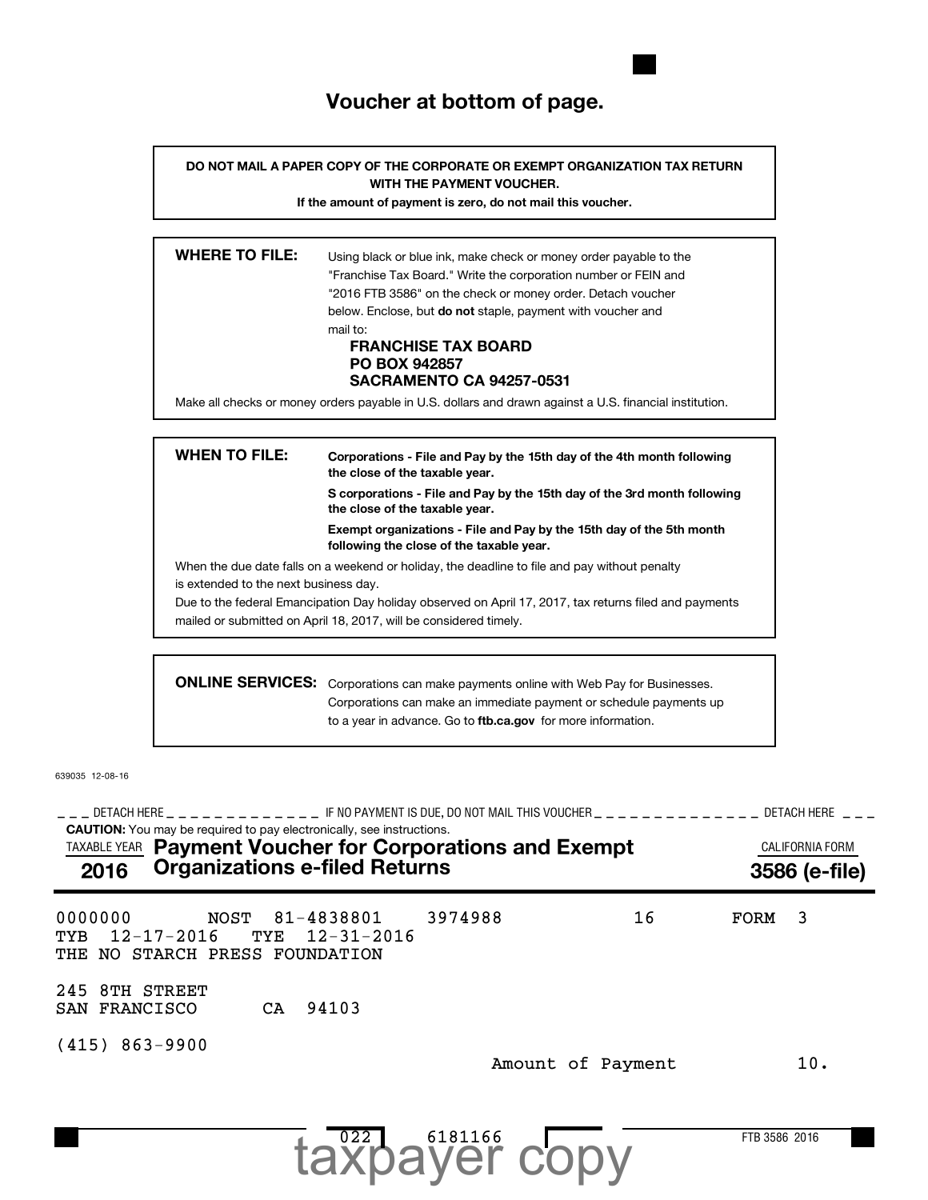# Voucher at bottom of page.

**DO NOT MAIL A PAPER COPY OF THE CORPORATE OR EXEMPT ORGANIZATION TAX RETURN WITH THE PAYMENT VOUCHER.**
**If the amount of payment is zero, do not mail this voucher.**

**WHERE TO FILE:** Using black or blue ink, make check or money order payable to the "Franchise Tax Board." Write the corporation number or FEIN and "2016 FTB 3586" on the check or money order. Detach voucher below. Enclose, but **do not** staple, payment with voucher and mail to:

**FRANCHISE TAX BOARD**
**PO BOX 942857**
**SACRAMENTO CA 94257-0531**

Make all checks or money orders payable in U.S. dollars and drawn against a U.S. financial institution.

**WHEN TO FILE:** **Corporations - File and Pay by the 15th day of the 4th month following the close of the taxable year.**

**S corporations - File and Pay by the 15th day of the 3rd month following the close of the taxable year.**

**Exempt organizations - File and Pay by the 15th day of the 5th month following the close of the taxable year.**

When the due date falls on a weekend or holiday, the deadline to file and pay without penalty is extended to the next business day.
Due to the federal Emancipation Day holiday observed on April 17, 2017, tax returns filed and payments mailed or submitted on April 18, 2017, will be considered timely.

**ONLINE SERVICES:** Corporations can make payments online with Web Pay for Businesses. Corporations can make an immediate payment or schedule payments up to a year in advance. Go to **ftb.ca.gov** for more information.

639035 12-08-16

_ _ _ DETACH HERE _ _ _ _ _ _ _ _ _ _ _ _ _ IF NO PAYMENT IS DUE, DO NOT MAIL THIS VOUCHER _ _ _ _ _ _ _ _ _ _ _ _ _ DETACH HERE _ _ _

**CAUTION:** You may be required to pay electronically, see instructions.

TAXABLE YEAR **2016** — **Payment Voucher for Corporations and Exempt Organizations e-filed Returns** — CALIFORNIA FORM **3586 (e-file)**

```
0000000       NOST  81-4838801   3974988            16        FORM  3
TYB  12-17-2016   TYE  12-31-2016
THE NO STARCH PRESS FOUNDATION

245 8TH STREET
SAN FRANCISCO      CA  94103

(415) 863-9900
                                          Amount of Payment          10.
```

022  6181166  FTB 3586 2016

taxpayer copy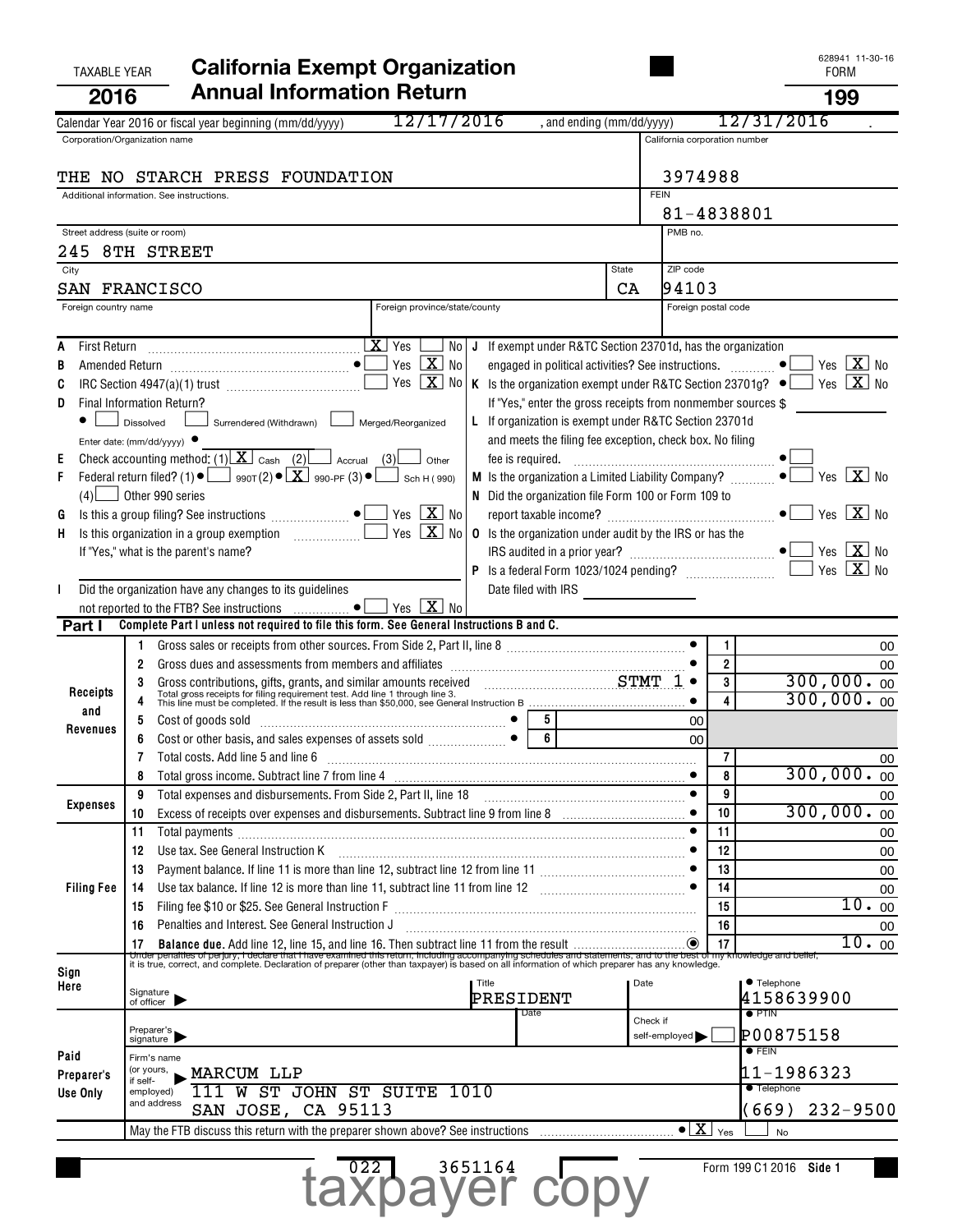TAXABLE YEAR **2016**

# California Exempt Organization Annual Information Return

FORM **199**

628941 11-30-16

Calendar Year 2016 or fiscal year beginning (mm/dd/yyyy) 12/17/2016 , and ending (mm/dd/yyyy) 12/31/2016 .

| Corporation/Organization name | California corporation number |
|---|---|
| THE NO STARCH PRESS FOUNDATION | 3974988 |
| Additional information. See instructions. | FEIN 81-4838801 |
| Street address (suite or room) 245 8TH STREET | PMB no. |
| City SAN FRANCISCO / State CA | ZIP code 94103 |
| Foreign country name / Foreign province/state/county | Foreign postal code |

A First Return ..... [X] Yes [ ] No

B Amended Return ..... [ ] Yes [X] No

C IRC Section 4947(a)(1) trust ..... [ ] Yes [X] No

D Final Information Return? [ ] Dissolved [ ] Surrendered (Withdrawn) [ ] Merged/Reorganized
Enter date: (mm/dd/yyyy)

E Check accounting method: (1) [X] Cash (2) [ ] Accrual (3) [ ] Other

F Federal return filed? (1) [ ] 990T (2) [X] 990-PF (3) [ ] Sch H (990)
(4) [ ] Other 990 series

G Is this a group filing? See instructions ..... [ ] Yes [X] No

H Is this organization in a group exemption ..... [ ] Yes [X] No
If "Yes," what is the parent's name?

I Did the organization have any changes to its guidelines not reported to the FTB? See instructions ..... [ ] Yes [X] No

J If exempt under R&TC Section 23701d, has the organization engaged in political activities? See instructions. ..... [ ] Yes [X] No

K Is the organization exempt under R&TC Section 23701g? ..... [ ] Yes [X] No
If "Yes," enter the gross receipts from nonmember sources $

L If organization is exempt under R&TC Section 23701d and meets the filing fee exception, check box. No filing fee is required. ..... [ ]

M Is the organization a Limited Liability Company? ..... [ ] Yes [X] No

N Did the organization file Form 100 or Form 109 to report taxable income? ..... [ ] Yes [X] No

O Is the organization under audit by the IRS or has the IRS audited in a prior year? ..... [ ] Yes [X] No

P Is a federal Form 1023/1024 pending? ..... [ ] Yes [X] No
Date filed with IRS

## Part I Complete Part I unless not required to file this form. See General Instructions B and C.

| Section | Line | Description | | Amount |
|---|---|---|---|---|
| Receipts and Revenues | 1 | Gross sales or receipts from other sources. From Side 2, Part II, line 8 | 1 | 00 |
| | 2 | Gross dues and assessments from members and affiliates | 2 | 00 |
| | 3 | Gross contributions, gifts, grants, and similar amounts received STMT 1 | 3 | 300,000. 00 |
| | 4 | Total gross receipts for filing requirement test. Add line 1 through line 3. This line must be completed. If the result is less than $50,000, see General Instruction B | 4 | 300,000. 00 |
| | 5 | Cost of goods sold ..... 5 | 00 | |
| | 6 | Cost or other basis, and sales expenses of assets sold ..... 6 | 00 | |
| | 7 | Total costs. Add line 5 and line 6 | 7 | 00 |
| | 8 | Total gross income. Subtract line 7 from line 4 | 8 | 300,000. 00 |
| Expenses | 9 | Total expenses and disbursements. From Side 2, Part II, line 18 | 9 | 00 |
| | 10 | Excess of receipts over expenses and disbursements. Subtract line 9 from line 8 | 10 | 300,000. 00 |
| Filing Fee | 11 | Total payments | 11 | 00 |
| | 12 | Use tax. See General Instruction K | 12 | 00 |
| | 13 | Payment balance. If line 11 is more than line 12, subtract line 12 from line 11 | 13 | 00 |
| | 14 | Use tax balance. If line 12 is more than line 11, subtract line 11 from line 12 | 14 | 00 |
| | 15 | Filing fee $10 or $25. See General Instruction F | 15 | 10. 00 |
| | 16 | Penalties and Interest. See General Instruction J | 16 | 00 |
| | 17 | **Balance due.** Add line 12, line 15, and line 16. Then subtract line 11 from the result | 17 | 10. 00 |

Under penalties of perjury, I declare that I have examined this return, including accompanying schedules and statements, and to the best of my knowledge and belief, it is true, correct, and complete. Declaration of preparer (other than taxpayer) is based on all information of which preparer has any knowledge.

**Sign Here** — Signature of officer | Title: PRESIDENT | Date | Telephone: 4158639900

**Paid Preparer's Use Only** — Preparer's signature | Date | Check if self-employed [ ] | PTIN: P00875158
Firm's name (or yours, if self-employed) and address: MARCUM LLP, 111 W ST JOHN ST SUITE 1010, SAN JOSE, CA 95113 | FEIN: 11-1986323 | Telephone: (669) 232-9500

May the FTB discuss this return with the preparer shown above? See instructions ..... [X] Yes [ ] No

022 3651164

Form 199 C1 2016 Side 1

taxpayer copy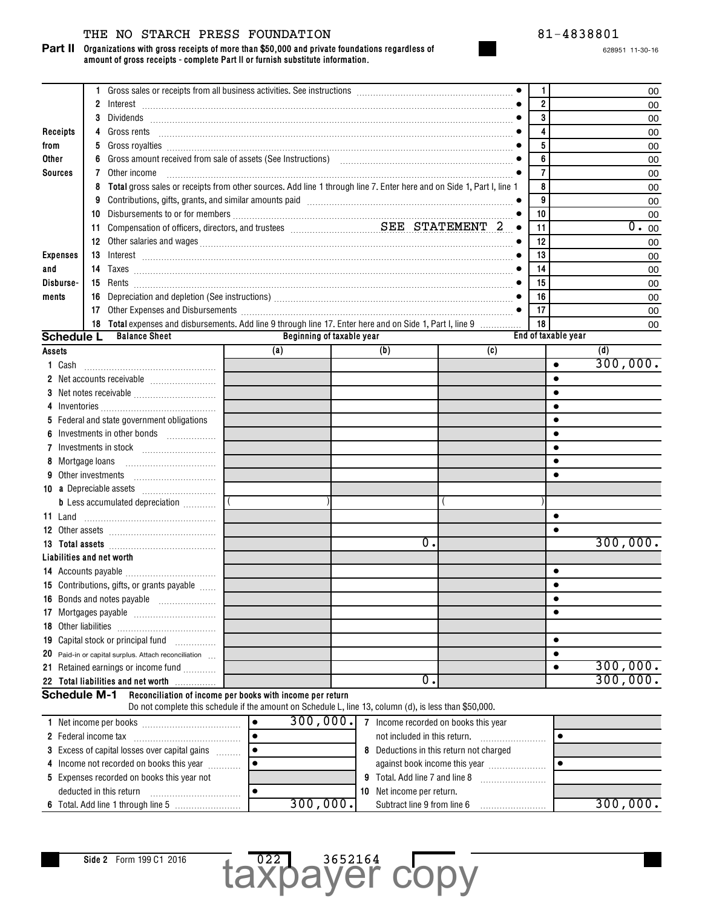THE NO STARCH PRESS FOUNDATION 81-4838801

628951 11-30-16

**Part II** **Organizations with gross receipts of more than $50,000 and private foundations regardless of amount of gross receipts - complete Part II or furnish substitute information.**

| | | | Line | Amount |
|---|---|---|---|---|
| Receipts from Other Sources | 1 | Gross sales or receipts from all business activities. See instructions | 1 | 00 |
| | 2 | Interest | 2 | 00 |
| | 3 | Dividends | 3 | 00 |
| | 4 | Gross rents | 4 | 00 |
| | 5 | Gross royalties | 5 | 00 |
| | 6 | Gross amount received from sale of assets (See Instructions) | 6 | 00 |
| | 7 | Other income | 7 | 00 |
| | 8 | **Total** gross sales or receipts from other sources. Add line 1 through line 7. Enter here and on Side 1, Part I, line 1 | 8 | 00 |
| Expenses and Disbursements | 9 | Contributions, gifts, grants, and similar amounts paid | 9 | 00 |
| | 10 | Disbursements to or for members | 10 | 00 |
| | 11 | Compensation of officers, directors, and trustees SEE STATEMENT 2 | 11 | 0. 00 |
| | 12 | Other salaries and wages | 12 | 00 |
| | 13 | Interest | 13 | 00 |
| | 14 | Taxes | 14 | 00 |
| | 15 | Rents | 15 | 00 |
| | 16 | Depreciation and depletion (See instructions) | 16 | 00 |
| | 17 | Other Expenses and Disbursements | 17 | 00 |
| | 18 | **Total** expenses and disbursements. Add line 9 through line 17. Enter here and on Side 1, Part I, line 9 | 18 | 00 |

**Schedule L** **Balance Sheet**

| Assets | Beginning of taxable year (a) | (b) | End of taxable year (c) | (d) |
|---|---|---|---|---|
| 1 Cash | | | | 300,000. |
| 2 Net accounts receivable | | | | |
| 3 Net notes receivable | | | | |
| 4 Inventories | | | | |
| 5 Federal and state government obligations | | | | |
| 6 Investments in other bonds | | | | |
| 7 Investments in stock | | | | |
| 8 Mortgage loans | | | | |
| 9 Other investments | | | | |
| 10 a Depreciable assets | | | | |
| b Less accumulated depreciation | ( ) | | ( ) | |
| 11 Land | | | | |
| 12 Other assets | | | | |
| 13 **Total assets** | | 0. | | 300,000. |
| **Liabilities and net worth** | | | | |
| 14 Accounts payable | | | | |
| 15 Contributions, gifts, or grants payable | | | | |
| 16 Bonds and notes payable | | | | |
| 17 Mortgages payable | | | | |
| 18 Other liabilities | | | | |
| 19 Capital stock or principal fund | | | | |
| 20 Paid-in or capital surplus. Attach reconciliation | | | | |
| 21 Retained earnings or income fund | | | | 300,000. |
| 22 **Total liabilities and net worth** | | 0. | | 300,000. |

**Schedule M-1** **Reconciliation of income per books with income per return**
Do not complete this schedule if the amount on Schedule L, line 13, column (d), is less than $50,000.

| | | | |
|---|---|---|---|
| 1 Net income per books | 300,000. | 7 Income recorded on books this year not included in this return. | |
| 2 Federal income tax | | 8 Deductions in this return not charged against book income this year | |
| 3 Excess of capital losses over capital gains | | | |
| 4 Income not recorded on books this year | | 9 Total. Add line 7 and line 8 | |
| 5 Expenses recorded on books this year not deducted in this return | | 10 Net income per return. Subtract line 9 from line 6 | 300,000. |
| 6 Total. Add line 1 through line 5 | 300,000. | | |

Side 2 Form 199 C1 2016 022 3652164

taxpayer copy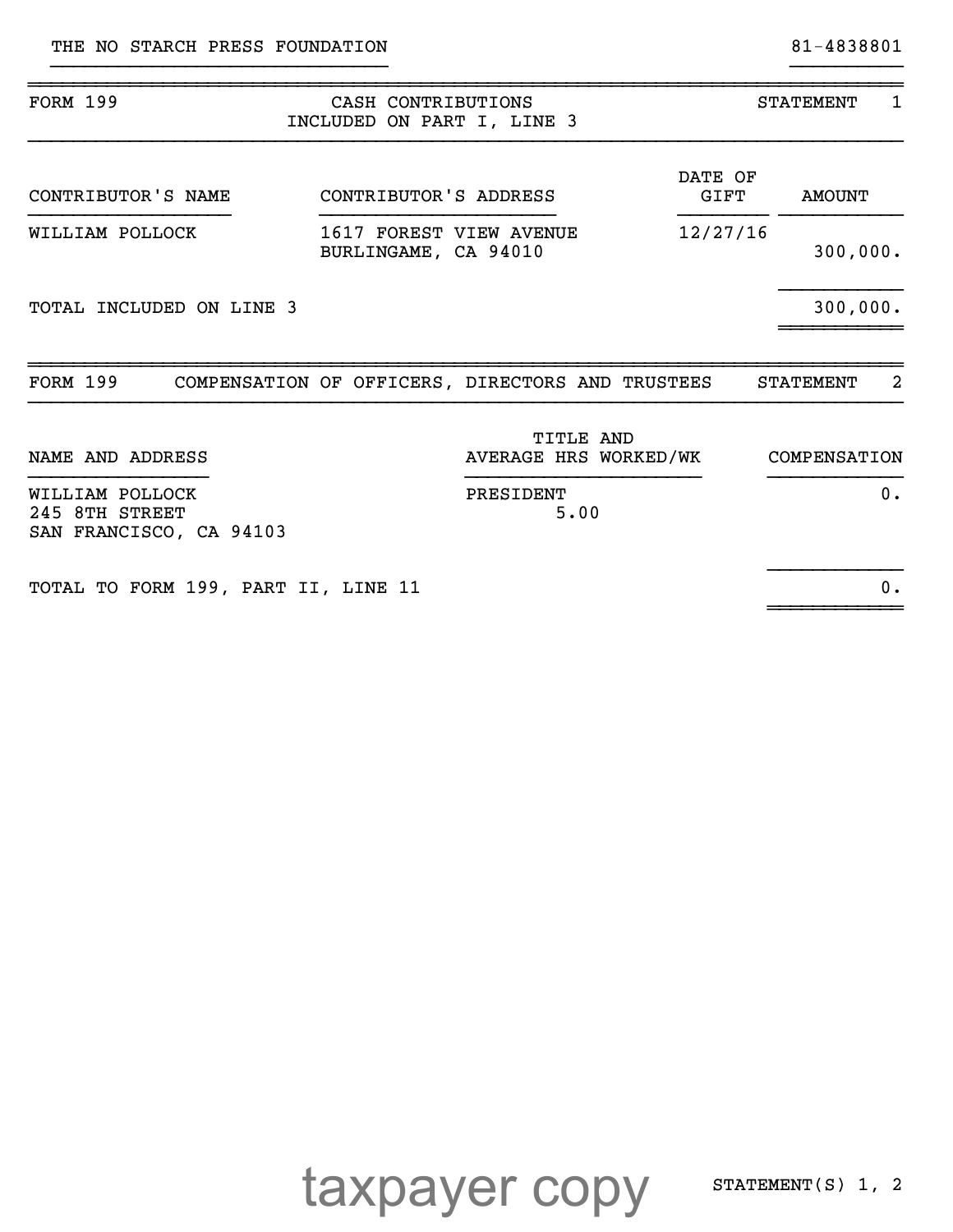THE NO STARCH PRESS FOUNDATION — 81-4838801

## FORM 199 — CASH CONTRIBUTIONS INCLUDED ON PART I, LINE 3 — STATEMENT 1

| CONTRIBUTOR'S NAME | CONTRIBUTOR'S ADDRESS | DATE OF GIFT | AMOUNT |
|---|---|---|---|
| WILLIAM POLLOCK | 1617 FOREST VIEW AVENUE<br>BURLINGAME, CA 94010 | 12/27/16 | 300,000. |
| TOTAL INCLUDED ON LINE 3 | | | 300,000. |

## FORM 199 — COMPENSATION OF OFFICERS, DIRECTORS AND TRUSTEES — STATEMENT 2

| NAME AND ADDRESS | TITLE AND AVERAGE HRS WORKED/WK | COMPENSATION |
|---|---|---|
| WILLIAM POLLOCK<br>245 8TH STREET<br>SAN FRANCISCO, CA 94103 | PRESIDENT<br>5.00 | 0. |
| TOTAL TO FORM 199, PART II, LINE 11 | | 0. |

taxpayer copy

STATEMENT(S) 1, 2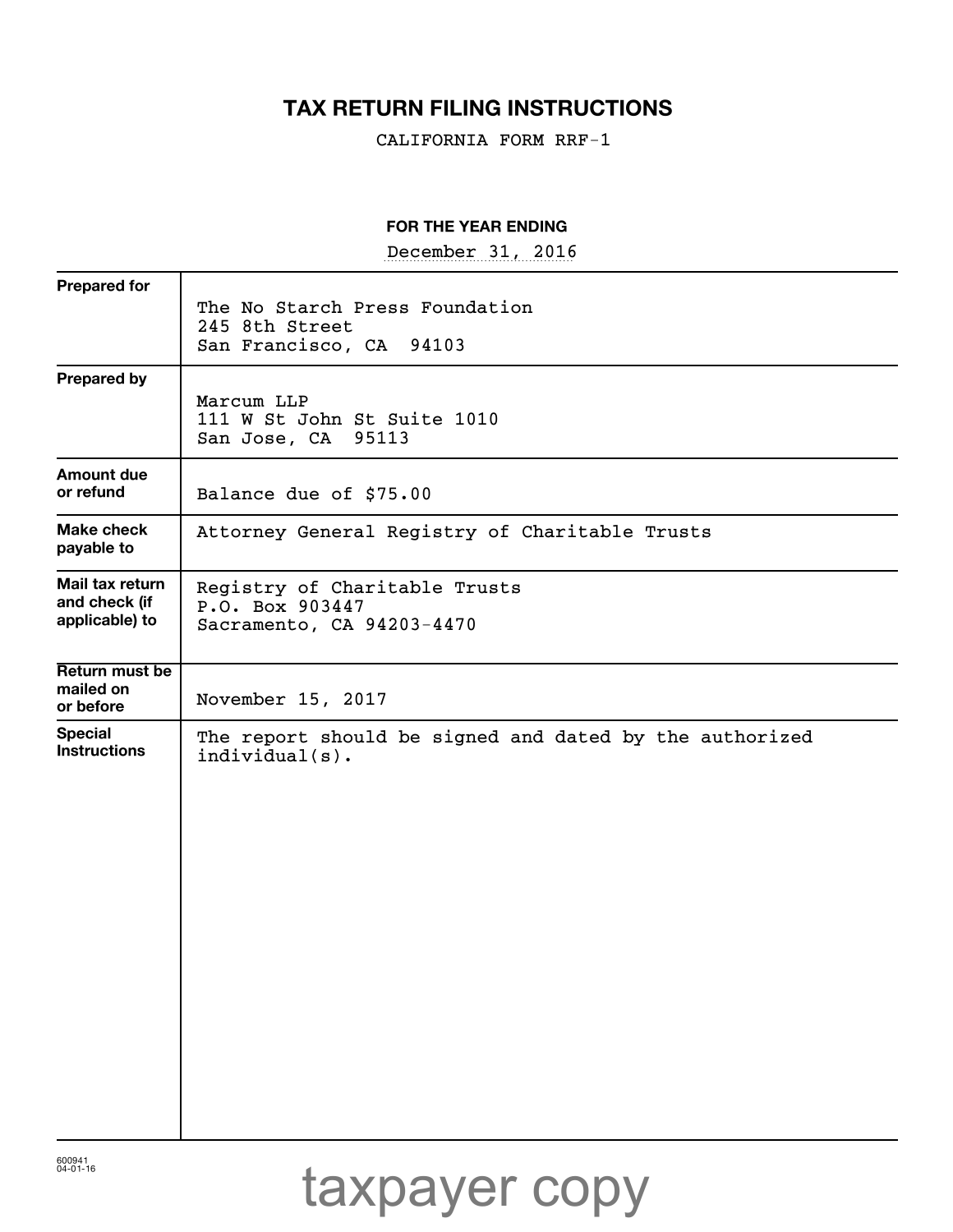# TAX RETURN FILING INSTRUCTIONS

CALIFORNIA FORM RRF-1

**FOR THE YEAR ENDING**

December 31, 2016

| | |
|---|---|
| **Prepared for** | The No Starch Press Foundation<br>245 8th Street<br>San Francisco, CA 94103 |
| **Prepared by** | Marcum LLP<br>111 W St John St Suite 1010<br>San Jose, CA 95113 |
| **Amount due or refund** | Balance due of $75.00 |
| **Make check payable to** | Attorney General Registry of Charitable Trusts |
| **Mail tax return and check (if applicable) to** | Registry of Charitable Trusts<br>P.O. Box 903447<br>Sacramento, CA 94203-4470 |
| **Return must be mailed on or before** | November 15, 2017 |
| **Special Instructions** | The report should be signed and dated by the authorized individual(s). |

600941
04-01-16

taxpayer copy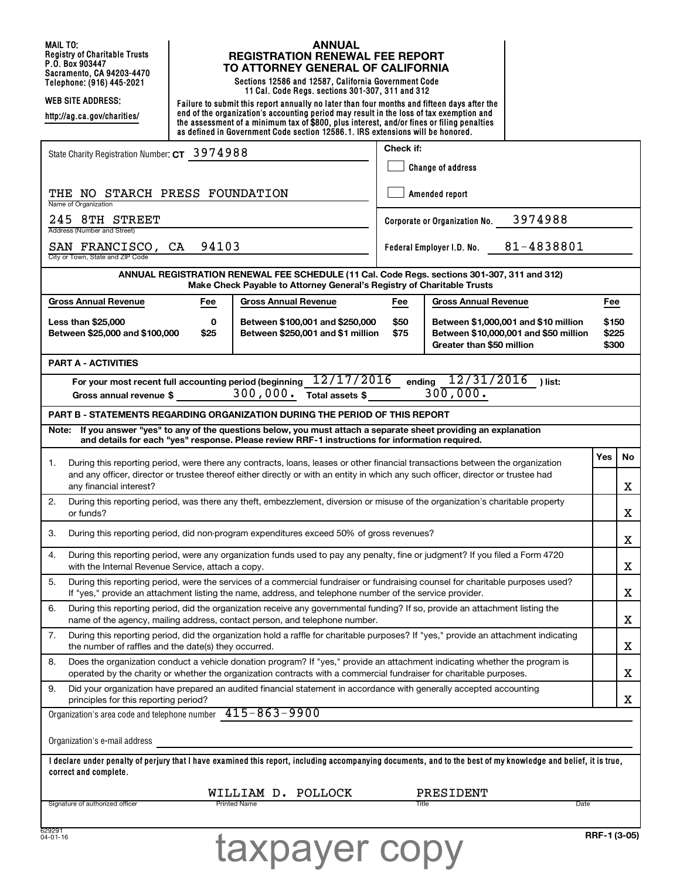MAIL TO:
Registry of Charitable Trusts
P.O. Box 903447
Sacramento, CA 94203-4470
Telephone: (916) 445-2021

WEB SITE ADDRESS:

http://ag.ca.gov/charities/

# ANNUAL REGISTRATION RENEWAL FEE REPORT TO ATTORNEY GENERAL OF CALIFORNIA

Sections 12586 and 12587, California Government Code
11 Cal. Code Regs. sections 301-307, 311 and 312

Failure to submit this report annually no later than four months and fifteen days after the end of the organization's accounting period may result in the loss of tax exemption and the assessment of a minimum tax of $800, plus interest, and/or fines or filing penalties as defined in Government Code section 12586.1. IRS extensions will be honored.

State Charity Registration Number: **CT** 3974988

THE NO STARCH PRESS FOUNDATION
Name of Organization

245 8TH STREET
Address (Number and Street)

SAN FRANCISCO, CA 94103
City or Town, State and ZIP Code

Check if:

☐ Change of address

☐ Amended report

Corporate or Organization No. 3974988

Federal Employer I.D. No. 81-4838801

**ANNUAL REGISTRATION RENEWAL FEE SCHEDULE (11 Cal. Code Regs. sections 301-307, 311 and 312)**
**Make Check Payable to Attorney General's Registry of Charitable Trusts**

| Gross Annual Revenue | Fee | Gross Annual Revenue | Fee | Gross Annual Revenue | Fee |
|---|---|---|---|---|---|
| Less than $25,000 | 0 | Between $100,001 and $250,000 | $50 | Between $1,000,001 and $10 million | $150 |
| Between $25,000 and $100,000 | $25 | Between $250,001 and $1 million | $75 | Between $10,000,001 and $50 million | $225 |
| | | | | Greater than $50 million | $300 |

**PART A - ACTIVITIES**

For your most recent full accounting period (beginning 12/17/2016 ending 12/31/2016 ) list:
Gross annual revenue $ 300,000. Total assets $ 300,000.

**PART B - STATEMENTS REGARDING ORGANIZATION DURING THE PERIOD OF THIS REPORT**

**Note: If you answer "yes" to any of the questions below, you must attach a separate sheet providing an explanation and details for each "yes" response. Please review RRF-1 instructions for information required.**

| | | Yes | No |
|---|---|---|---|
| 1. | During this reporting period, were there any contracts, loans, leases or other financial transactions between the organization and any officer, director or trustee thereof either directly or with an entity in which any such officer, director or trustee had any financial interest? | | X |
| 2. | During this reporting period, was there any theft, embezzlement, diversion or misuse of the organization's charitable property or funds? | | X |
| 3. | During this reporting period, did non-program expenditures exceed 50% of gross revenues? | | X |
| 4. | During this reporting period, were any organization funds used to pay any penalty, fine or judgment? If you filed a Form 4720 with the Internal Revenue Service, attach a copy. | | X |
| 5. | During this reporting period, were the services of a commercial fundraiser or fundraising counsel for charitable purposes used? If "yes," provide an attachment listing the name, address, and telephone number of the service provider. | | X |
| 6. | During this reporting period, did the organization receive any governmental funding? If so, provide an attachment listing the name of the agency, mailing address, contact person, and telephone number. | | X |
| 7. | During this reporting period, did the organization hold a raffle for charitable purposes? If "yes," provide an attachment indicating the number of raffles and the date(s) they occurred. | | X |
| 8. | Does the organization conduct a vehicle donation program? If "yes," provide an attachment indicating whether the program is operated by the charity or whether the organization contracts with a commercial fundraiser for charitable purposes. | | X |
| 9. | Did your organization have prepared an audited financial statement in accordance with generally accepted accounting principles for this reporting period? | | X |

Organization's area code and telephone number 415-863-9900

Organization's e-mail address

**I declare under penalty of perjury that I have examined this report, including accompanying documents, and to the best of my knowledge and belief, it is true, correct and complete.**

| Signature of authorized officer | Printed Name | Title | Date |
|---|---|---|---|
| | WILLIAM D. POLLOCK | PRESIDENT | |

629291
04-01-16

RRF-1 (3-05)

taxpayer copy